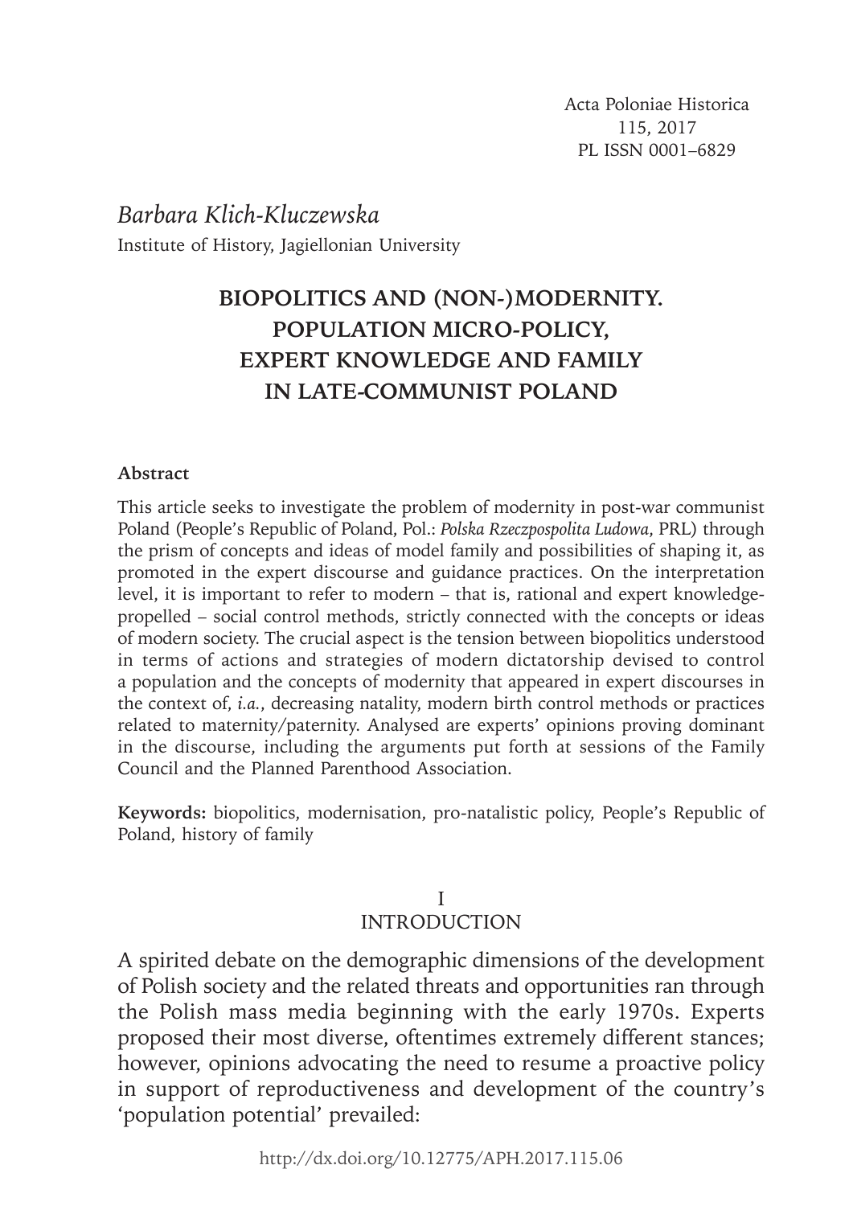Acta Poloniae Historica
115, 2017
PL ISSN 0001–6829

*Barbara Klich-Kluczewska*
Institute of History, Jagiellonian University

# BIOPOLITICS AND (NON-)MODERNITY. POPULATION MICRO-POLICY, EXPERT KNOWLEDGE AND FAMILY IN LATE-COMMUNIST POLAND

**Abstract**

This article seeks to investigate the problem of modernity in post-war communist Poland (People's Republic of Poland, Pol.: *Polska Rzeczpospolita Ludowa*, PRL) through the prism of concepts and ideas of model family and possibilities of shaping it, as promoted in the expert discourse and guidance practices. On the interpretation level, it is important to refer to modern – that is, rational and expert knowledge-propelled – social control methods, strictly connected with the concepts or ideas of modern society. The crucial aspect is the tension between biopolitics understood in terms of actions and strategies of modern dictatorship devised to control a population and the concepts of modernity that appeared in expert discourses in the context of, *i.a.*, decreasing natality, modern birth control methods or practices related to maternity/paternity. Analysed are experts' opinions proving dominant in the discourse, including the arguments put forth at sessions of the Family Council and the Planned Parenthood Association.

**Keywords:** biopolitics, modernisation, pro-natalistic policy, People's Republic of Poland, history of family

## I
## INTRODUCTION

A spirited debate on the demographic dimensions of the development of Polish society and the related threats and opportunities ran through the Polish mass media beginning with the early 1970s. Experts proposed their most diverse, oftentimes extremely different stances; however, opinions advocating the need to resume a proactive policy in support of reproductiveness and development of the country's 'population potential' prevailed:

http://dx.doi.org/10.12775/APH.2017.115.06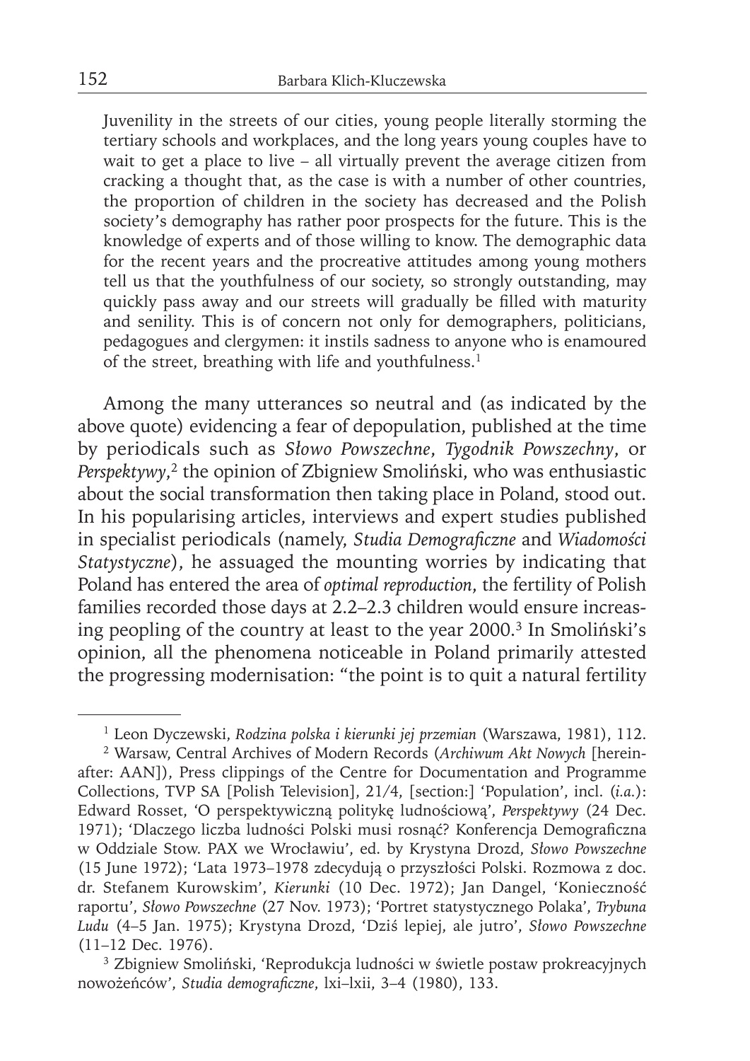> Juvenility in the streets of our cities, young people literally storming the tertiary schools and workplaces, and the long years young couples have to wait to get a place to live – all virtually prevent the average citizen from cracking a thought that, as the case is with a number of other countries, the proportion of children in the society has decreased and the Polish society's demography has rather poor prospects for the future. This is the knowledge of experts and of those willing to know. The demographic data for the recent years and the procreative attitudes among young mothers tell us that the youthfulness of our society, so strongly outstanding, may quickly pass away and our streets will gradually be filled with maturity and senility. This is of concern not only for demographers, politicians, pedagogues and clergymen: it instils sadness to anyone who is enamoured of the street, breathing with life and youthfulness.[1]

Among the many utterances so neutral and (as indicated by the above quote) evidencing a fear of depopulation, published at the time by periodicals such as *Słowo Powszechne*, *Tygodnik Powszechny*, or *Perspektywy*,[2] the opinion of Zbigniew Smoliński, who was enthusiastic about the social transformation then taking place in Poland, stood out. In his popularising articles, interviews and expert studies published in specialist periodicals (namely, *Studia Demograficzne* and *Wiadomości Statystyczne*), he assuaged the mounting worries by indicating that Poland has entered the area of *optimal reproduction*, the fertility of Polish families recorded those days at 2.2–2.3 children would ensure increasing peopling of the country at least to the year 2000.[3] In Smoliński's opinion, all the phenomena noticeable in Poland primarily attested the progressing modernisation: "the point is to quit a natural fertility

---

[1] Leon Dyczewski, *Rodzina polska i kierunki jej przemian* (Warszawa, 1981), 112.

[2] Warsaw, Central Archives of Modern Records (*Archiwum Akt Nowych* [hereinafter: AAN]), Press clippings of the Centre for Documentation and Programme Collections, TVP SA [Polish Television], 21/4, [section:] 'Population', incl. (*i.a.*): Edward Rosset, 'O perspektywiczną politykę ludnościową', *Perspektywy* (24 Dec. 1971); 'Dlaczego liczba ludności Polski musi rosnąć? Konferencja Demograficzna w Oddziale Stow. PAX we Wrocławiu', ed. by Krystyna Drozd, *Słowo Powszechne* (15 June 1972); 'Lata 1973–1978 zdecydują o przyszłości Polski. Rozmowa z doc. dr. Stefanem Kurowskim', *Kierunki* (10 Dec. 1972); Jan Dangel, 'Konieczność raportu', *Słowo Powszechne* (27 Nov. 1973); 'Portret statystycznego Polaka', *Trybuna Ludu* (4–5 Jan. 1975); Krystyna Drozd, 'Dziś lepiej, ale jutro', *Słowo Powszechne* (11–12 Dec. 1976).

[3] Zbigniew Smoliński, 'Reprodukcja ludności w świetle postaw prokreacyjnych nowożeńców', *Studia demograficzne*, lxi–lxii, 3–4 (1980), 133.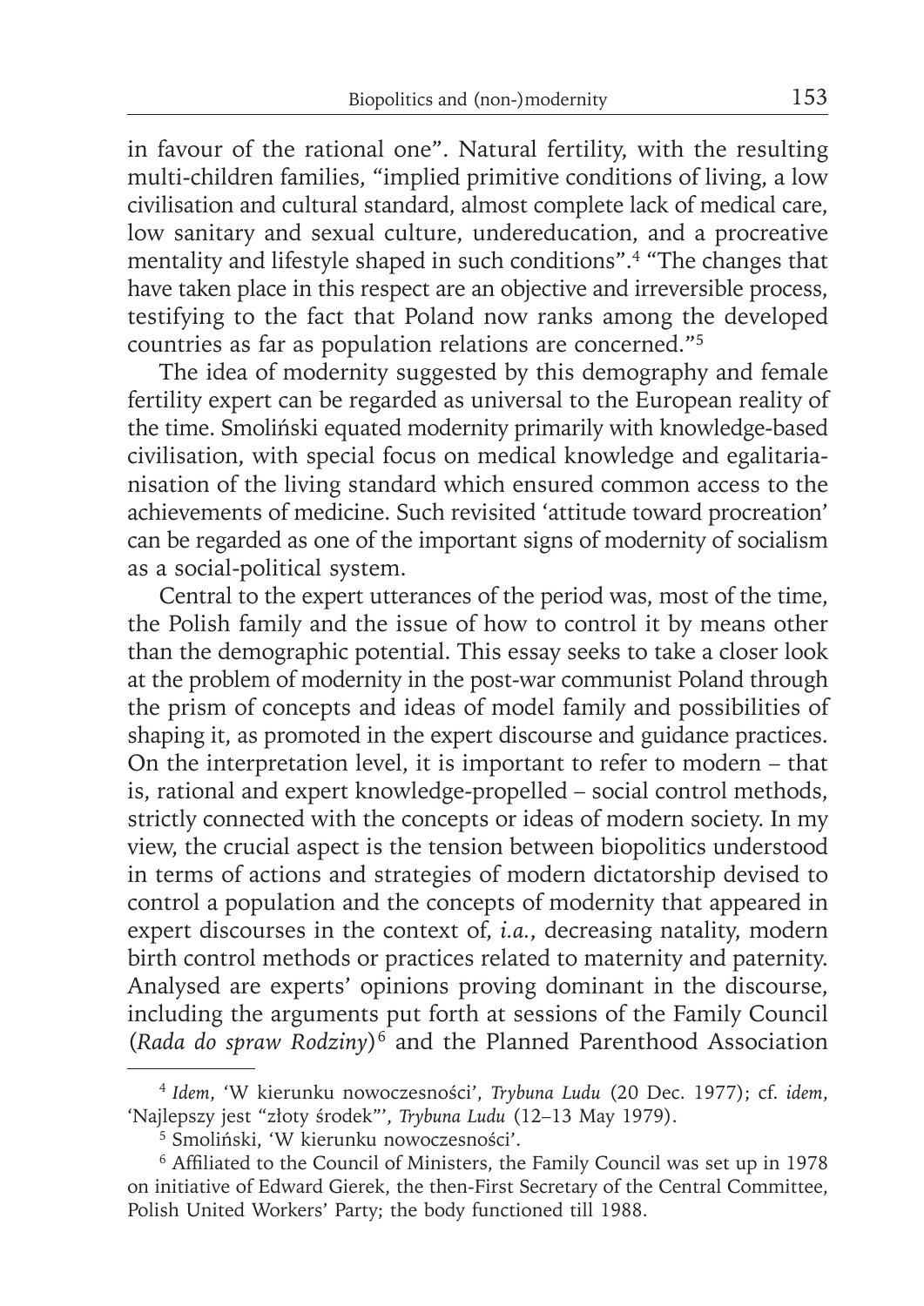in favour of the rational one". Natural fertility, with the resulting multi-children families, "implied primitive conditions of living, a low civilisation and cultural standard, almost complete lack of medical care, low sanitary and sexual culture, undereducation, and a procreative mentality and lifestyle shaped in such conditions".[4] "The changes that have taken place in this respect are an objective and irreversible process, testifying to the fact that Poland now ranks among the developed countries as far as population relations are concerned."[5]

The idea of modernity suggested by this demography and female fertility expert can be regarded as universal to the European reality of the time. Smoliński equated modernity primarily with knowledge-based civilisation, with special focus on medical knowledge and egalitarianisation of the living standard which ensured common access to the achievements of medicine. Such revisited 'attitude toward procreation' can be regarded as one of the important signs of modernity of socialism as a social-political system.

Central to the expert utterances of the period was, most of the time, the Polish family and the issue of how to control it by means other than the demographic potential. This essay seeks to take a closer look at the problem of modernity in the post-war communist Poland through the prism of concepts and ideas of model family and possibilities of shaping it, as promoted in the expert discourse and guidance practices. On the interpretation level, it is important to refer to modern – that is, rational and expert knowledge-propelled – social control methods, strictly connected with the concepts or ideas of modern society. In my view, the crucial aspect is the tension between biopolitics understood in terms of actions and strategies of modern dictatorship devised to control a population and the concepts of modernity that appeared in expert discourses in the context of, *i.a.*, decreasing natality, modern birth control methods or practices related to maternity and paternity. Analysed are experts' opinions proving dominant in the discourse, including the arguments put forth at sessions of the Family Council (*Rada do spraw Rodziny*)[6] and the Planned Parenthood Association

---

[4] *Idem*, 'W kierunku nowoczesności', *Trybuna Ludu* (20 Dec. 1977); cf. *idem*, 'Najlepszy jest "złoty środek"', *Trybuna Ludu* (12–13 May 1979).

[5] Smoliński, 'W kierunku nowoczesności'.

[6] Affiliated to the Council of Ministers, the Family Council was set up in 1978 on initiative of Edward Gierek, the then-First Secretary of the Central Committee, Polish United Workers' Party; the body functioned till 1988.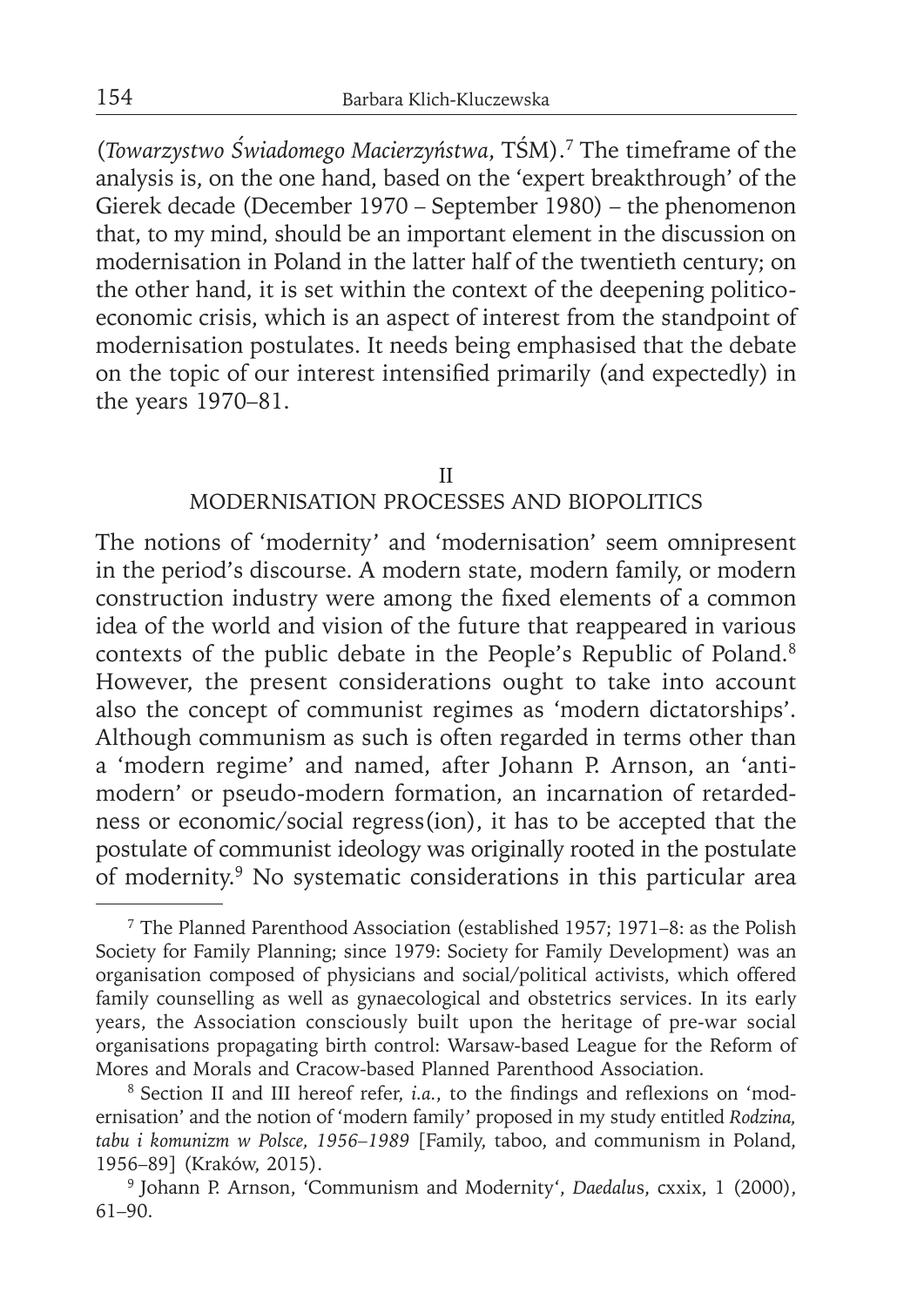(*Towarzystwo Świadomego Macierzyństwa*, TŚM).[7] The timeframe of the analysis is, on the one hand, based on the 'expert breakthrough' of the Gierek decade (December 1970 – September 1980) – the phenomenon that, to my mind, should be an important element in the discussion on modernisation in Poland in the latter half of the twentieth century; on the other hand, it is set within the context of the deepening politico-economic crisis, which is an aspect of interest from the standpoint of modernisation postulates. It needs being emphasised that the debate on the topic of our interest intensified primarily (and expectedly) in the years 1970–81.

## II
## MODERNISATION PROCESSES AND BIOPOLITICS

The notions of 'modernity' and 'modernisation' seem omnipresent in the period's discourse. A modern state, modern family, or modern construction industry were among the fixed elements of a common idea of the world and vision of the future that reappeared in various contexts of the public debate in the People's Republic of Poland.[8] However, the present considerations ought to take into account also the concept of communist regimes as 'modern dictatorships'. Although communism as such is often regarded in terms other than a 'modern regime' and named, after Johann P. Arnson, an 'anti-modern' or pseudo-modern formation, an incarnation of retardedness or economic/social regress(ion), it has to be accepted that the postulate of communist ideology was originally rooted in the postulate of modernity.[9] No systematic considerations in this particular area

---

[7] The Planned Parenthood Association (established 1957; 1971–8: as the Polish Society for Family Planning; since 1979: Society for Family Development) was an organisation composed of physicians and social/political activists, which offered family counselling as well as gynaecological and obstetrics services. In its early years, the Association consciously built upon the heritage of pre-war social organisations propagating birth control: Warsaw-based League for the Reform of Mores and Morals and Cracow-based Planned Parenthood Association.

[8] Section II and III hereof refer, *i.a.*, to the findings and reflexions on 'modernisation' and the notion of 'modern family' proposed in my study entitled *Rodzina, tabu i komunizm w Polsce, 1956–1989* [Family, taboo, and communism in Poland, 1956–89] (Kraków, 2015).

[9] Johann P. Arnson, 'Communism and Modernity', *Daedalus*, cxxix, 1 (2000), 61–90.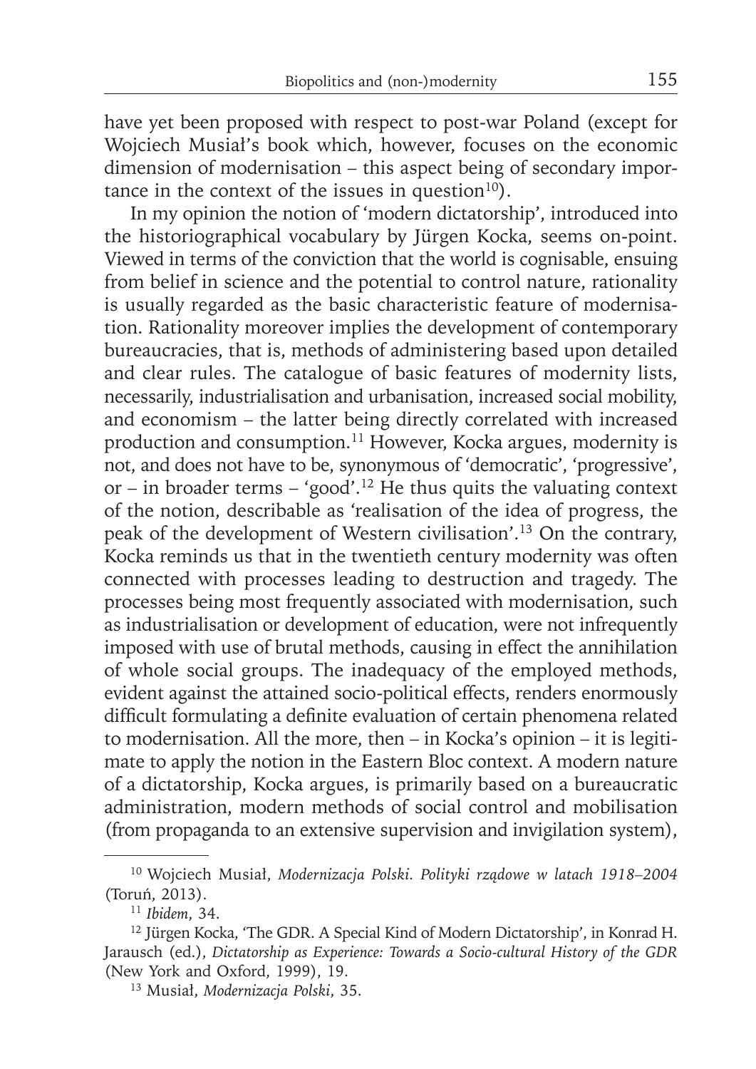have yet been proposed with respect to post-war Poland (except for Wojciech Musiał's book which, however, focuses on the economic dimension of modernisation – this aspect being of secondary importance in the context of the issues in question[10]).

In my opinion the notion of 'modern dictatorship', introduced into the historiographical vocabulary by Jürgen Kocka, seems on-point. Viewed in terms of the conviction that the world is cognisable, ensuing from belief in science and the potential to control nature, rationality is usually regarded as the basic characteristic feature of modernisation. Rationality moreover implies the development of contemporary bureaucracies, that is, methods of administering based upon detailed and clear rules. The catalogue of basic features of modernity lists, necessarily, industrialisation and urbanisation, increased social mobility, and economism – the latter being directly correlated with increased production and consumption.[11] However, Kocka argues, modernity is not, and does not have to be, synonymous of 'democratic', 'progressive', or – in broader terms – 'good'.[12] He thus quits the valuating context of the notion, describable as 'realisation of the idea of progress, the peak of the development of Western civilisation'.[13] On the contrary, Kocka reminds us that in the twentieth century modernity was often connected with processes leading to destruction and tragedy. The processes being most frequently associated with modernisation, such as industrialisation or development of education, were not infrequently imposed with use of brutal methods, causing in effect the annihilation of whole social groups. The inadequacy of the employed methods, evident against the attained socio-political effects, renders enormously difficult formulating a definite evaluation of certain phenomena related to modernisation. All the more, then – in Kocka's opinion – it is legitimate to apply the notion in the Eastern Bloc context. A modern nature of a dictatorship, Kocka argues, is primarily based on a bureaucratic administration, modern methods of social control and mobilisation (from propaganda to an extensive supervision and invigilation system),

---

[10] Wojciech Musiał, *Modernizacja Polski. Polityki rządowe w latach 1918–2004* (Toruń, 2013).

[11] *Ibidem*, 34.

[12] Jürgen Kocka, 'The GDR. A Special Kind of Modern Dictatorship', in Konrad H. Jarausch (ed.), *Dictatorship as Experience: Towards a Socio-cultural History of the GDR* (New York and Oxford, 1999), 19.

[13] Musiał, *Modernizacja Polski*, 35.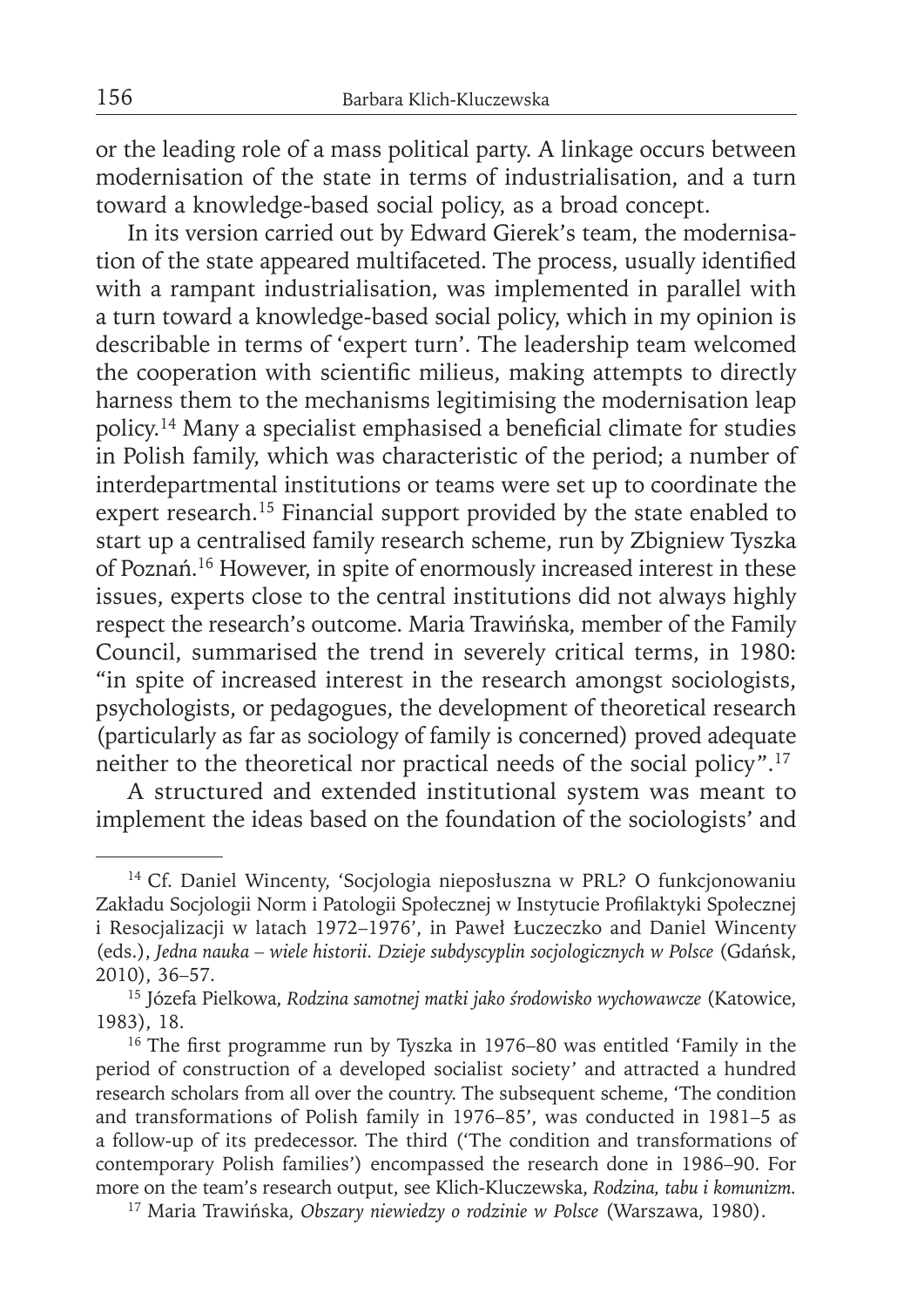or the leading role of a mass political party. A linkage occurs between modernisation of the state in terms of industrialisation, and a turn toward a knowledge-based social policy, as a broad concept.

In its version carried out by Edward Gierek's team, the modernisation of the state appeared multifaceted. The process, usually identified with a rampant industrialisation, was implemented in parallel with a turn toward a knowledge-based social policy, which in my opinion is describable in terms of 'expert turn'. The leadership team welcomed the cooperation with scientific milieus, making attempts to directly harness them to the mechanisms legitimising the modernisation leap policy.[14] Many a specialist emphasised a beneficial climate for studies in Polish family, which was characteristic of the period; a number of interdepartmental institutions or teams were set up to coordinate the expert research.[15] Financial support provided by the state enabled to start up a centralised family research scheme, run by Zbigniew Tyszka of Poznań.[16] However, in spite of enormously increased interest in these issues, experts close to the central institutions did not always highly respect the research's outcome. Maria Trawińska, member of the Family Council, summarised the trend in severely critical terms, in 1980: "in spite of increased interest in the research amongst sociologists, psychologists, or pedagogues, the development of theoretical research (particularly as far as sociology of family is concerned) proved adequate neither to the theoretical nor practical needs of the social policy".[17]

A structured and extended institutional system was meant to implement the ideas based on the foundation of the sociologists' and

---

[14] Cf. Daniel Wincenty, 'Socjologia nieposłuszna w PRL? O funkcjonowaniu Zakładu Socjologii Norm i Patologii Społecznej w Instytucie Profilaktyki Społecznej i Resocjalizacji w latach 1972–1976', in Paweł Łuczeczko and Daniel Wincenty (eds.), *Jedna nauka – wiele historii. Dzieje subdyscyplin socjologicznych w Polsce* (Gdańsk, 2010), 36–57.

[15] Józefa Pielkowa, *Rodzina samotnej matki jako środowisko wychowawcze* (Katowice, 1983), 18.

[16] The first programme run by Tyszka in 1976–80 was entitled 'Family in the period of construction of a developed socialist society' and attracted a hundred research scholars from all over the country. The subsequent scheme, 'The condition and transformations of Polish family in 1976–85', was conducted in 1981–5 as a follow-up of its predecessor. The third ('The condition and transformations of contemporary Polish families') encompassed the research done in 1986–90. For more on the team's research output, see Klich-Kluczewska, *Rodzina, tabu i komunizm.*

[17] Maria Trawińska, *Obszary niewiedzy o rodzinie w Polsce* (Warszawa, 1980).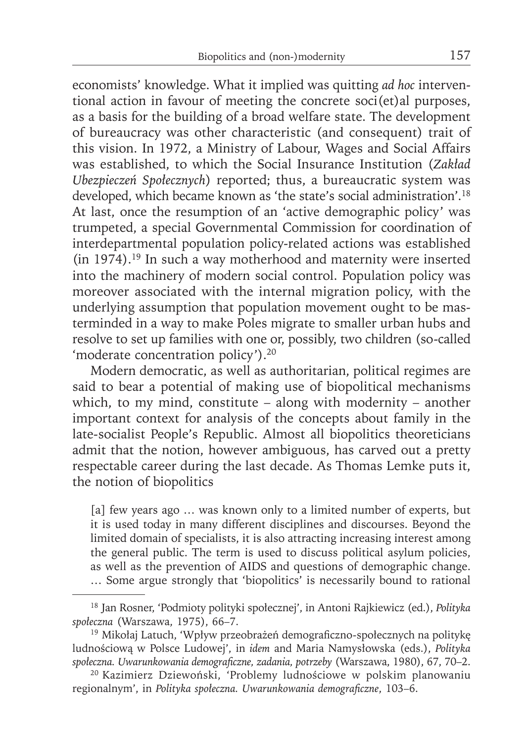economists' knowledge. What it implied was quitting *ad hoc* interventional action in favour of meeting the concrete soci(et)al purposes, as a basis for the building of a broad welfare state. The development of bureaucracy was other characteristic (and consequent) trait of this vision. In 1972, a Ministry of Labour, Wages and Social Affairs was established, to which the Social Insurance Institution (*Zakład Ubezpieczeń Społecznych*) reported; thus, a bureaucratic system was developed, which became known as 'the state's social administration'.[18] At last, once the resumption of an 'active demographic policy' was trumpeted, a special Governmental Commission for coordination of interdepartmental population policy-related actions was established (in 1974).[19] In such a way motherhood and maternity were inserted into the machinery of modern social control. Population policy was moreover associated with the internal migration policy, with the underlying assumption that population movement ought to be masterminded in a way to make Poles migrate to smaller urban hubs and resolve to set up families with one or, possibly, two children (so-called 'moderate concentration policy').[20]

Modern democratic, as well as authoritarian, political regimes are said to bear a potential of making use of biopolitical mechanisms which, to my mind, constitute – along with modernity – another important context for analysis of the concepts about family in the late-socialist People's Republic. Almost all biopolitics theoreticians admit that the notion, however ambiguous, has carved out a pretty respectable career during the last decade. As Thomas Lemke puts it, the notion of biopolitics

> [a] few years ago … was known only to a limited number of experts, but it is used today in many different disciplines and discourses. Beyond the limited domain of specialists, it is also attracting increasing interest among the general public. The term is used to discuss political asylum policies, as well as the prevention of AIDS and questions of demographic change. … Some argue strongly that 'biopolitics' is necessarily bound to rational

---

[18] Jan Rosner, 'Podmioty polityki społecznej', in Antoni Rajkiewicz (ed.), *Polityka społeczna* (Warszawa, 1975), 66–7.

[19] Mikołaj Latuch, 'Wpływ przeobrażeń demograficzno-społecznych na politykę ludnościową w Polsce Ludowej', in *idem* and Maria Namysłowska (eds.), *Polityka społeczna. Uwarunkowania demograficzne, zadania, potrzeby* (Warszawa, 1980), 67, 70–2.

[20] Kazimierz Dziewoński, 'Problemy ludnościowe w polskim planowaniu regionalnym', in *Polityka społeczna. Uwarunkowania demograficzne*, 103–6.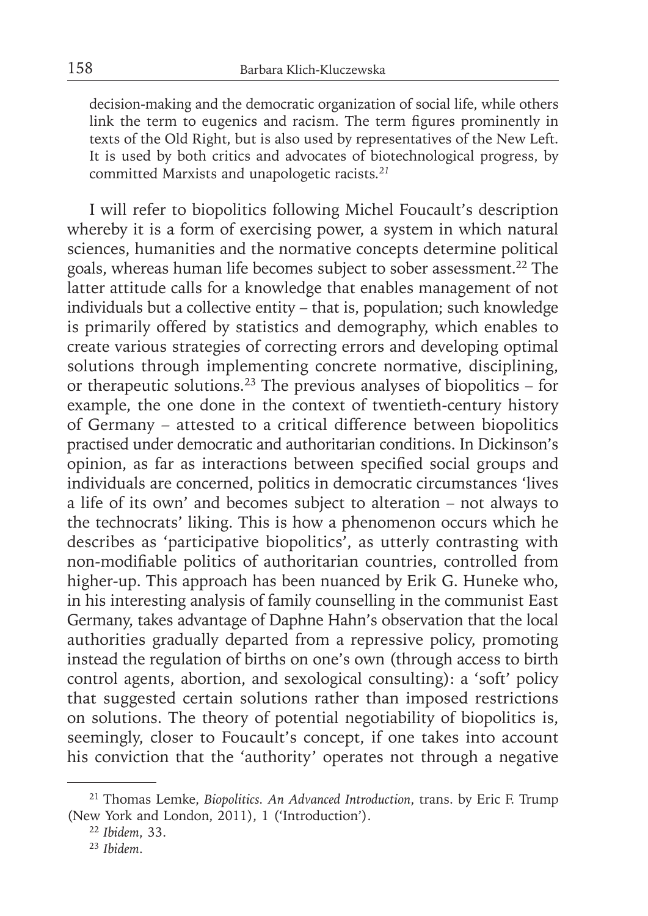decision-making and the democratic organization of social life, while others link the term to eugenics and racism. The term figures prominently in texts of the Old Right, but is also used by representatives of the New Left. It is used by both critics and advocates of biotechnological progress, by committed Marxists and unapologetic racists.[21]

I will refer to biopolitics following Michel Foucault's description whereby it is a form of exercising power, a system in which natural sciences, humanities and the normative concepts determine political goals, whereas human life becomes subject to sober assessment.[22] The latter attitude calls for a knowledge that enables management of not individuals but a collective entity – that is, population; such knowledge is primarily offered by statistics and demography, which enables to create various strategies of correcting errors and developing optimal solutions through implementing concrete normative, disciplining, or therapeutic solutions.[23] The previous analyses of biopolitics – for example, the one done in the context of twentieth-century history of Germany – attested to a critical difference between biopolitics practised under democratic and authoritarian conditions. In Dickinson's opinion, as far as interactions between specified social groups and individuals are concerned, politics in democratic circumstances 'lives a life of its own' and becomes subject to alteration – not always to the technocrats' liking. This is how a phenomenon occurs which he describes as 'participative biopolitics', as utterly contrasting with non-modifiable politics of authoritarian countries, controlled from higher-up. This approach has been nuanced by Erik G. Huneke who, in his interesting analysis of family counselling in the communist East Germany, takes advantage of Daphne Hahn's observation that the local authorities gradually departed from a repressive policy, promoting instead the regulation of births on one's own (through access to birth control agents, abortion, and sexological consulting): a 'soft' policy that suggested certain solutions rather than imposed restrictions on solutions. The theory of potential negotiability of biopolitics is, seemingly, closer to Foucault's concept, if one takes into account his conviction that the 'authority' operates not through a negative

---

[21] Thomas Lemke, *Biopolitics. An Advanced Introduction*, trans. by Eric F. Trump (New York and London, 2011), 1 ('Introduction').

[22] *Ibidem*, 33.

[23] *Ibidem*.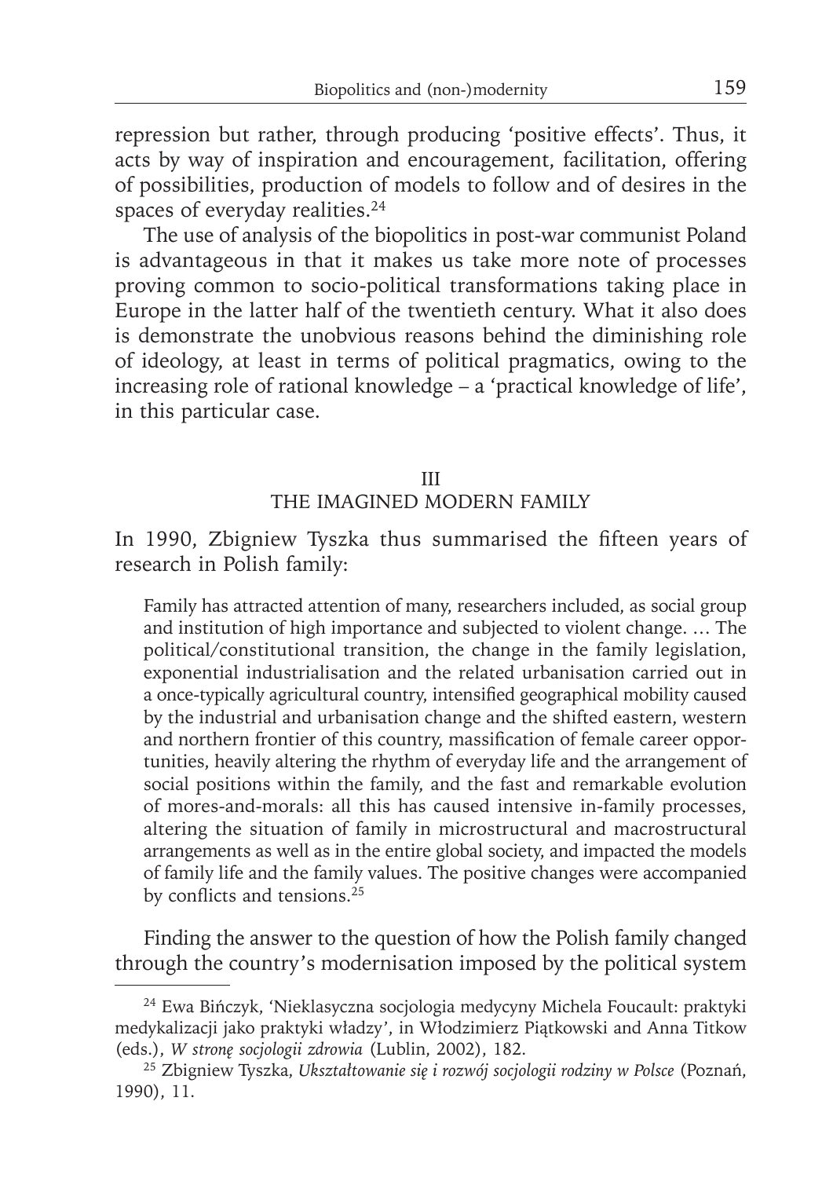repression but rather, through producing 'positive effects'. Thus, it acts by way of inspiration and encouragement, facilitation, offering of possibilities, production of models to follow and of desires in the spaces of everyday realities.[24]

The use of analysis of the biopolitics in post-war communist Poland is advantageous in that it makes us take more note of processes proving common to socio-political transformations taking place in Europe in the latter half of the twentieth century. What it also does is demonstrate the unobvious reasons behind the diminishing role of ideology, at least in terms of political pragmatics, owing to the increasing role of rational knowledge – a 'practical knowledge of life', in this particular case.

## III
## THE IMAGINED MODERN FAMILY

In 1990, Zbigniew Tyszka thus summarised the fifteen years of research in Polish family:

> Family has attracted attention of many, researchers included, as social group and institution of high importance and subjected to violent change. … The political/constitutional transition, the change in the family legislation, exponential industrialisation and the related urbanisation carried out in a once-typically agricultural country, intensified geographical mobility caused by the industrial and urbanisation change and the shifted eastern, western and northern frontier of this country, massification of female career opportunities, heavily altering the rhythm of everyday life and the arrangement of social positions within the family, and the fast and remarkable evolution of mores-and-morals: all this has caused intensive in-family processes, altering the situation of family in microstructural and macrostructural arrangements as well as in the entire global society, and impacted the models of family life and the family values. The positive changes were accompanied by conflicts and tensions.[25]

Finding the answer to the question of how the Polish family changed through the country's modernisation imposed by the political system

---

[24] Ewa Bińczyk, 'Nieklasyczna socjologia medycyny Michela Foucault: praktyki medykalizacji jako praktyki władzy', in Włodzimierz Piątkowski and Anna Titkow (eds.), *W stronę socjologii zdrowia* (Lublin, 2002), 182.

[25] Zbigniew Tyszka, *Ukształtowanie się i rozwój socjologii rodziny w Polsce* (Poznań, 1990), 11.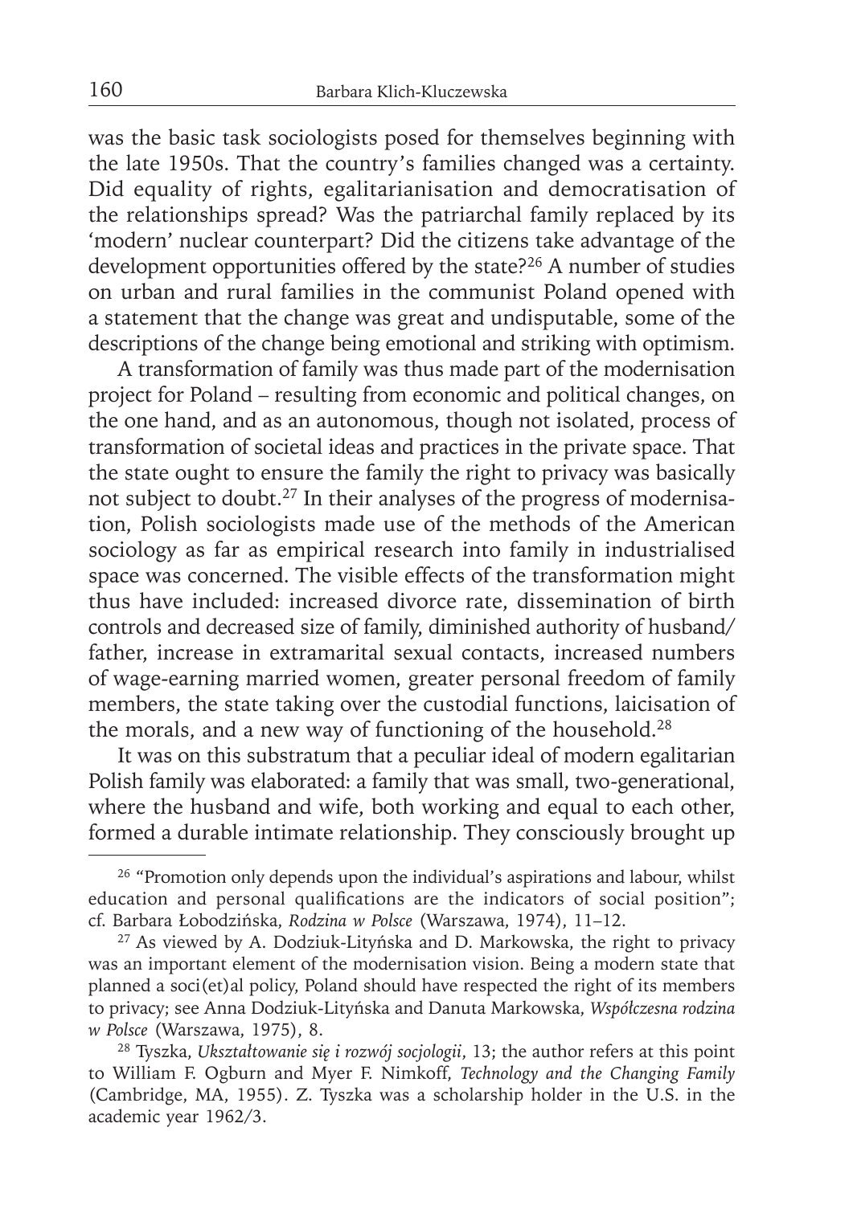was the basic task sociologists posed for themselves beginning with the late 1950s. That the country's families changed was a certainty. Did equality of rights, egalitarianisation and democratisation of the relationships spread? Was the patriarchal family replaced by its 'modern' nuclear counterpart? Did the citizens take advantage of the development opportunities offered by the state?[26] A number of studies on urban and rural families in the communist Poland opened with a statement that the change was great and undisputable, some of the descriptions of the change being emotional and striking with optimism.

A transformation of family was thus made part of the modernisation project for Poland – resulting from economic and political changes, on the one hand, and as an autonomous, though not isolated, process of transformation of societal ideas and practices in the private space. That the state ought to ensure the family the right to privacy was basically not subject to doubt.[27] In their analyses of the progress of modernisation, Polish sociologists made use of the methods of the American sociology as far as empirical research into family in industrialised space was concerned. The visible effects of the transformation might thus have included: increased divorce rate, dissemination of birth controls and decreased size of family, diminished authority of husband/father, increase in extramarital sexual contacts, increased numbers of wage-earning married women, greater personal freedom of family members, the state taking over the custodial functions, laicisation of the morals, and a new way of functioning of the household.[28]

It was on this substratum that a peculiar ideal of modern egalitarian Polish family was elaborated: a family that was small, two-generational, where the husband and wife, both working and equal to each other, formed a durable intimate relationship. They consciously brought up

---

[26] "Promotion only depends upon the individual's aspirations and labour, whilst education and personal qualifications are the indicators of social position"; cf. Barbara Łobodzińska, *Rodzina w Polsce* (Warszawa, 1974), 11–12.

[27] As viewed by A. Dodziuk-Lityńska and D. Markowska, the right to privacy was an important element of the modernisation vision. Being a modern state that planned a soci(et)al policy, Poland should have respected the right of its members to privacy; see Anna Dodziuk-Lityńska and Danuta Markowska, *Współczesna rodzina w Polsce* (Warszawa, 1975), 8.

[28] Tyszka, *Ukształtowanie się i rozwój socjologii*, 13; the author refers at this point to William F. Ogburn and Myer F. Nimkoff, *Technology and the Changing Family* (Cambridge, MA, 1955). Z. Tyszka was a scholarship holder in the U.S. in the academic year 1962/3.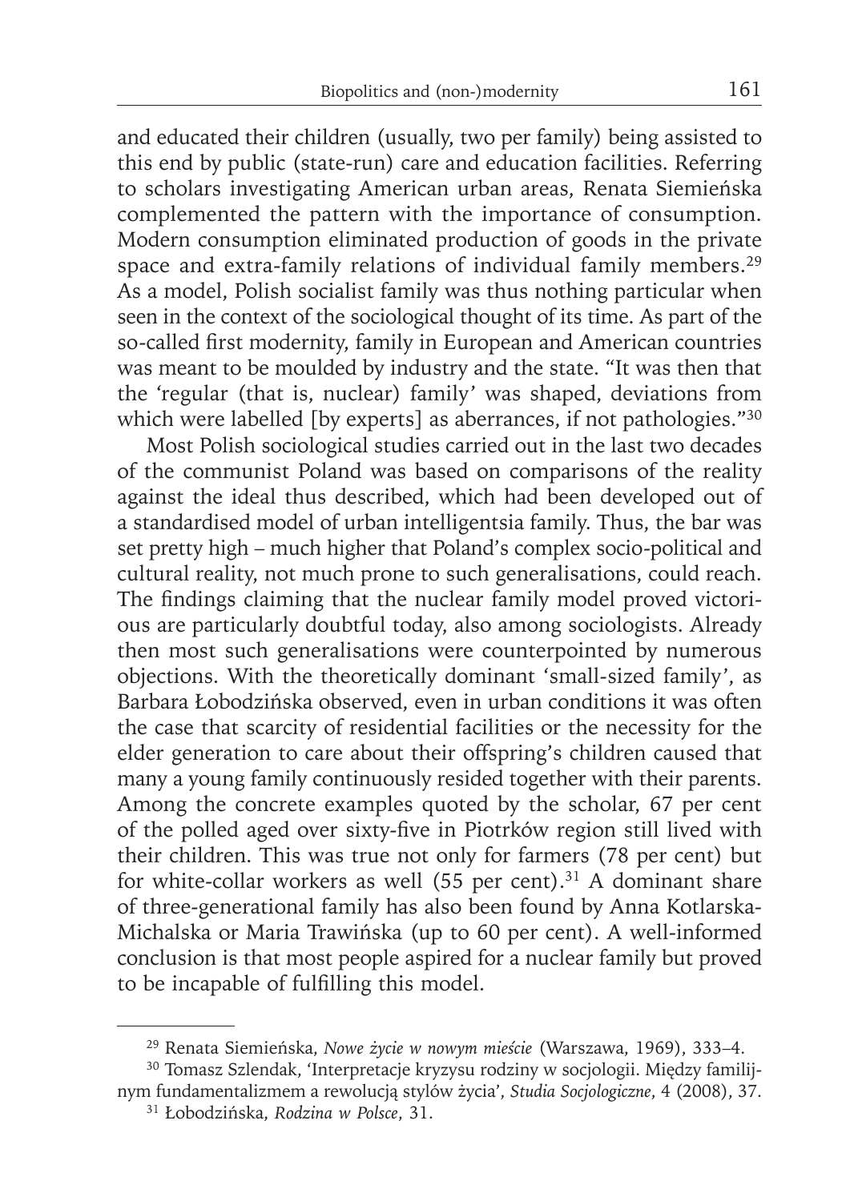and educated their children (usually, two per family) being assisted to this end by public (state-run) care and education facilities. Referring to scholars investigating American urban areas, Renata Siemieńska complemented the pattern with the importance of consumption. Modern consumption eliminated production of goods in the private space and extra-family relations of individual family members.[29] As a model, Polish socialist family was thus nothing particular when seen in the context of the sociological thought of its time. As part of the so-called first modernity, family in European and American countries was meant to be moulded by industry and the state. "It was then that the 'regular (that is, nuclear) family' was shaped, deviations from which were labelled [by experts] as aberrances, if not pathologies."[30]

Most Polish sociological studies carried out in the last two decades of the communist Poland was based on comparisons of the reality against the ideal thus described, which had been developed out of a standardised model of urban intelligentsia family. Thus, the bar was set pretty high – much higher that Poland's complex socio-political and cultural reality, not much prone to such generalisations, could reach. The findings claiming that the nuclear family model proved victorious are particularly doubtful today, also among sociologists. Already then most such generalisations were counterpointed by numerous objections. With the theoretically dominant 'small-sized family', as Barbara Łobodzińska observed, even in urban conditions it was often the case that scarcity of residential facilities or the necessity for the elder generation to care about their offspring's children caused that many a young family continuously resided together with their parents. Among the concrete examples quoted by the scholar, 67 per cent of the polled aged over sixty-five in Piotrków region still lived with their children. This was true not only for farmers (78 per cent) but for white-collar workers as well (55 per cent).[31] A dominant share of three-generational family has also been found by Anna Kotlarska-Michalska or Maria Trawińska (up to 60 per cent). A well-informed conclusion is that most people aspired for a nuclear family but proved to be incapable of fulfilling this model.

---

[29] Renata Siemieńska, *Nowe życie w nowym mieście* (Warszawa, 1969), 333–4.

[30] Tomasz Szlendak, 'Interpretacje kryzysu rodziny w socjologii. Między familijnym fundamentalizmem a rewolucją stylów życia', *Studia Socjologiczne*, 4 (2008), 37.

[31] Łobodzińska, *Rodzina w Polsce*, 31.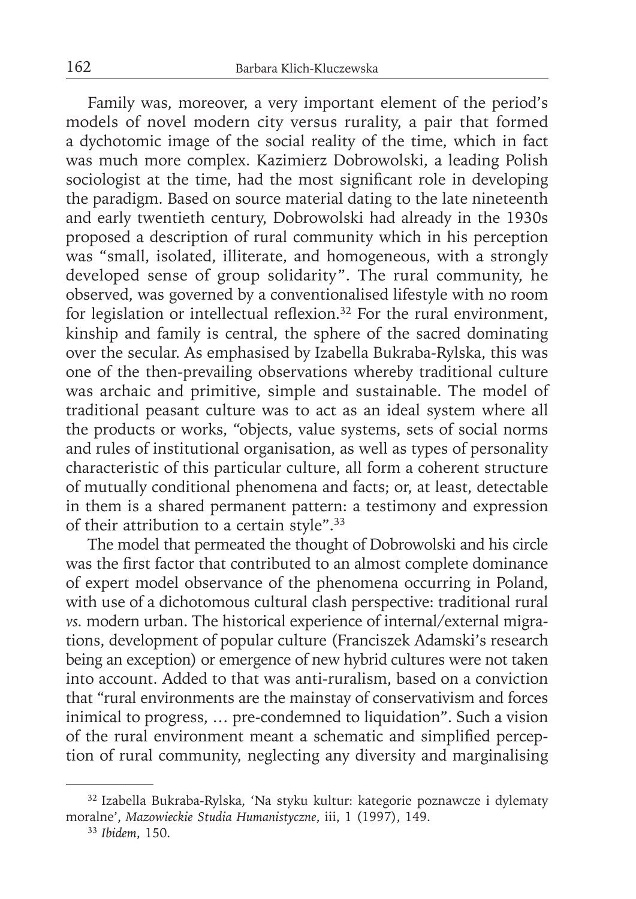Family was, moreover, a very important element of the period's models of novel modern city versus rurality, a pair that formed a dychotomic image of the social reality of the time, which in fact was much more complex. Kazimierz Dobrowolski, a leading Polish sociologist at the time, had the most significant role in developing the paradigm. Based on source material dating to the late nineteenth and early twentieth century, Dobrowolski had already in the 1930s proposed a description of rural community which in his perception was "small, isolated, illiterate, and homogeneous, with a strongly developed sense of group solidarity". The rural community, he observed, was governed by a conventionalised lifestyle with no room for legislation or intellectual reflexion.[32] For the rural environment, kinship and family is central, the sphere of the sacred dominating over the secular. As emphasised by Izabella Bukraba-Rylska, this was one of the then-prevailing observations whereby traditional culture was archaic and primitive, simple and sustainable. The model of traditional peasant culture was to act as an ideal system where all the products or works, "objects, value systems, sets of social norms and rules of institutional organisation, as well as types of personality characteristic of this particular culture, all form a coherent structure of mutually conditional phenomena and facts; or, at least, detectable in them is a shared permanent pattern: a testimony and expression of their attribution to a certain style".[33]

The model that permeated the thought of Dobrowolski and his circle was the first factor that contributed to an almost complete dominance of expert model observance of the phenomena occurring in Poland, with use of a dichotomous cultural clash perspective: traditional rural *vs.* modern urban. The historical experience of internal/external migrations, development of popular culture (Franciszek Adamski's research being an exception) or emergence of new hybrid cultures were not taken into account. Added to that was anti-ruralism, based on a conviction that "rural environments are the mainstay of conservativism and forces inimical to progress, … pre-condemned to liquidation". Such a vision of the rural environment meant a schematic and simplified perception of rural community, neglecting any diversity and marginalising

---

[32] Izabella Bukraba-Rylska, 'Na styku kultur: kategorie poznawcze i dylematy moralne', *Mazowieckie Studia Humanistyczne*, iii, 1 (1997), 149.

[33] *Ibidem*, 150.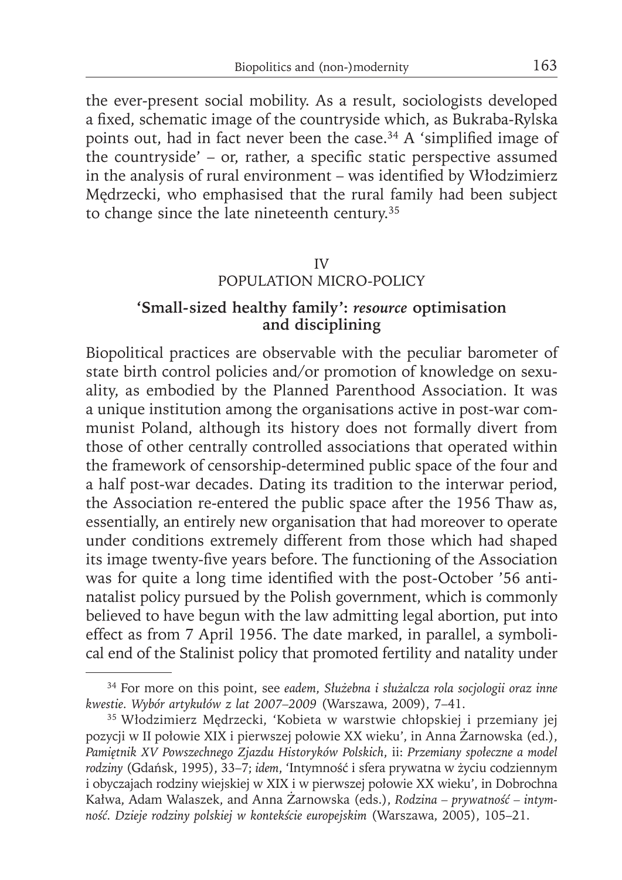the ever-present social mobility. As a result, sociologists developed a fixed, schematic image of the countryside which, as Bukraba-Rylska points out, had in fact never been the case.[34] A 'simplified image of the countryside' – or, rather, a specific static perspective assumed in the analysis of rural environment – was identified by Włodzimierz Mędrzecki, who emphasised that the rural family had been subject to change since the late nineteenth century.[35]

## IV
## POPULATION MICRO-POLICY

### 'Small-sized healthy family': *resource* optimisation and disciplining

Biopolitical practices are observable with the peculiar barometer of state birth control policies and/or promotion of knowledge on sexuality, as embodied by the Planned Parenthood Association. It was a unique institution among the organisations active in post-war communist Poland, although its history does not formally divert from those of other centrally controlled associations that operated within the framework of censorship-determined public space of the four and a half post-war decades. Dating its tradition to the interwar period, the Association re-entered the public space after the 1956 Thaw as, essentially, an entirely new organisation that had moreover to operate under conditions extremely different from those which had shaped its image twenty-five years before. The functioning of the Association was for quite a long time identified with the post-October '56 antinatalist policy pursued by the Polish government, which is commonly believed to have begun with the law admitting legal abortion, put into effect as from 7 April 1956. The date marked, in parallel, a symbolical end of the Stalinist policy that promoted fertility and natality under

---

[34] For more on this point, see *eadem*, *Służebna i służalcza rola socjologii oraz inne kwestie. Wybór artykułów z lat 2007–2009* (Warszawa, 2009), 7–41.

[35] Włodzimierz Mędrzecki, 'Kobieta w warstwie chłopskiej i przemiany jej pozycji w II połowie XIX i pierwszej połowie XX wieku', in Anna Żarnowska (ed.), *Pamiętnik XV Powszechnego Zjazdu Historyków Polskich*, ii: *Przemiany społeczne a model rodziny* (Gdańsk, 1995), 33–7; *idem*, 'Intymność i sfera prywatna w życiu codziennym i obyczajach rodziny wiejskiej w XIX i w pierwszej połowie XX wieku', in Dobrochna Kałwa, Adam Walaszek, and Anna Żarnowska (eds.), *Rodzina – prywatność – intymność. Dzieje rodziny polskiej w kontekście europejskim* (Warszawa, 2005), 105–21.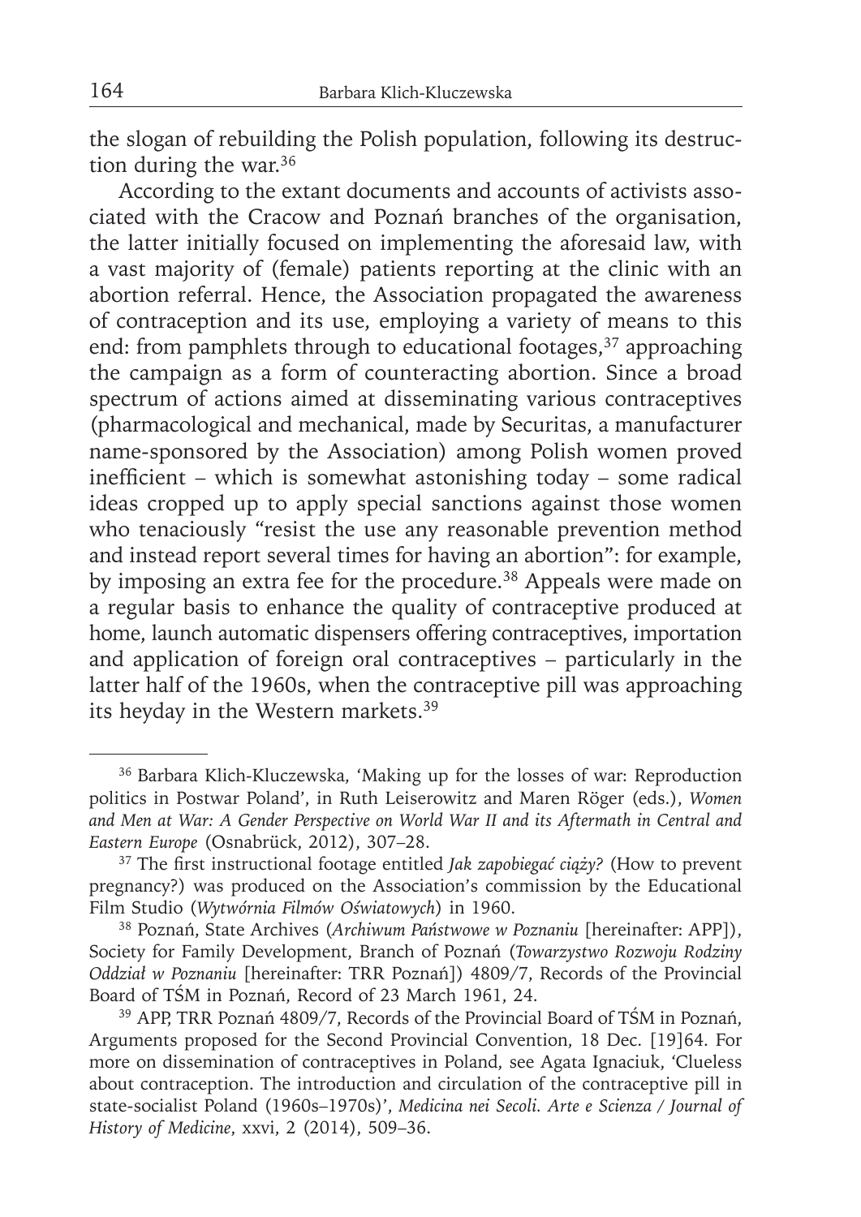the slogan of rebuilding the Polish population, following its destruction during the war.[36]

According to the extant documents and accounts of activists associated with the Cracow and Poznań branches of the organisation, the latter initially focused on implementing the aforesaid law, with a vast majority of (female) patients reporting at the clinic with an abortion referral. Hence, the Association propagated the awareness of contraception and its use, employing a variety of means to this end: from pamphlets through to educational footages,[37] approaching the campaign as a form of counteracting abortion. Since a broad spectrum of actions aimed at disseminating various contraceptives (pharmacological and mechanical, made by Securitas, a manufacturer name-sponsored by the Association) among Polish women proved inefficient – which is somewhat astonishing today – some radical ideas cropped up to apply special sanctions against those women who tenaciously "resist the use any reasonable prevention method and instead report several times for having an abortion": for example, by imposing an extra fee for the procedure.[38] Appeals were made on a regular basis to enhance the quality of contraceptive produced at home, launch automatic dispensers offering contraceptives, importation and application of foreign oral contraceptives – particularly in the latter half of the 1960s, when the contraceptive pill was approaching its heyday in the Western markets.[39]

---

[36] Barbara Klich-Kluczewska, 'Making up for the losses of war: Reproduction politics in Postwar Poland', in Ruth Leiserowitz and Maren Röger (eds.), *Women and Men at War: A Gender Perspective on World War II and its Aftermath in Central and Eastern Europe* (Osnabrück, 2012), 307–28.

[37] The first instructional footage entitled *Jak zapobiegać ciąży?* (How to prevent pregnancy?) was produced on the Association's commission by the Educational Film Studio (*Wytwórnia Filmów Oświatowych*) in 1960.

[38] Poznań, State Archives (*Archiwum Państwowe w Poznaniu* [hereinafter: APP]), Society for Family Development, Branch of Poznań (*Towarzystwo Rozwoju Rodziny Oddział w Poznaniu* [hereinafter: TRR Poznań]) 4809/7, Records of the Provincial Board of TŚM in Poznań, Record of 23 March 1961, 24.

[39] APP, TRR Poznań 4809/7, Records of the Provincial Board of TŚM in Poznań, Arguments proposed for the Second Provincial Convention, 18 Dec. [19]64. For more on dissemination of contraceptives in Poland, see Agata Ignaciuk, 'Clueless about contraception. The introduction and circulation of the contraceptive pill in state-socialist Poland (1960s–1970s)', *Medicina nei Secoli. Arte e Scienza / Journal of History of Medicine*, xxvi, 2 (2014), 509–36.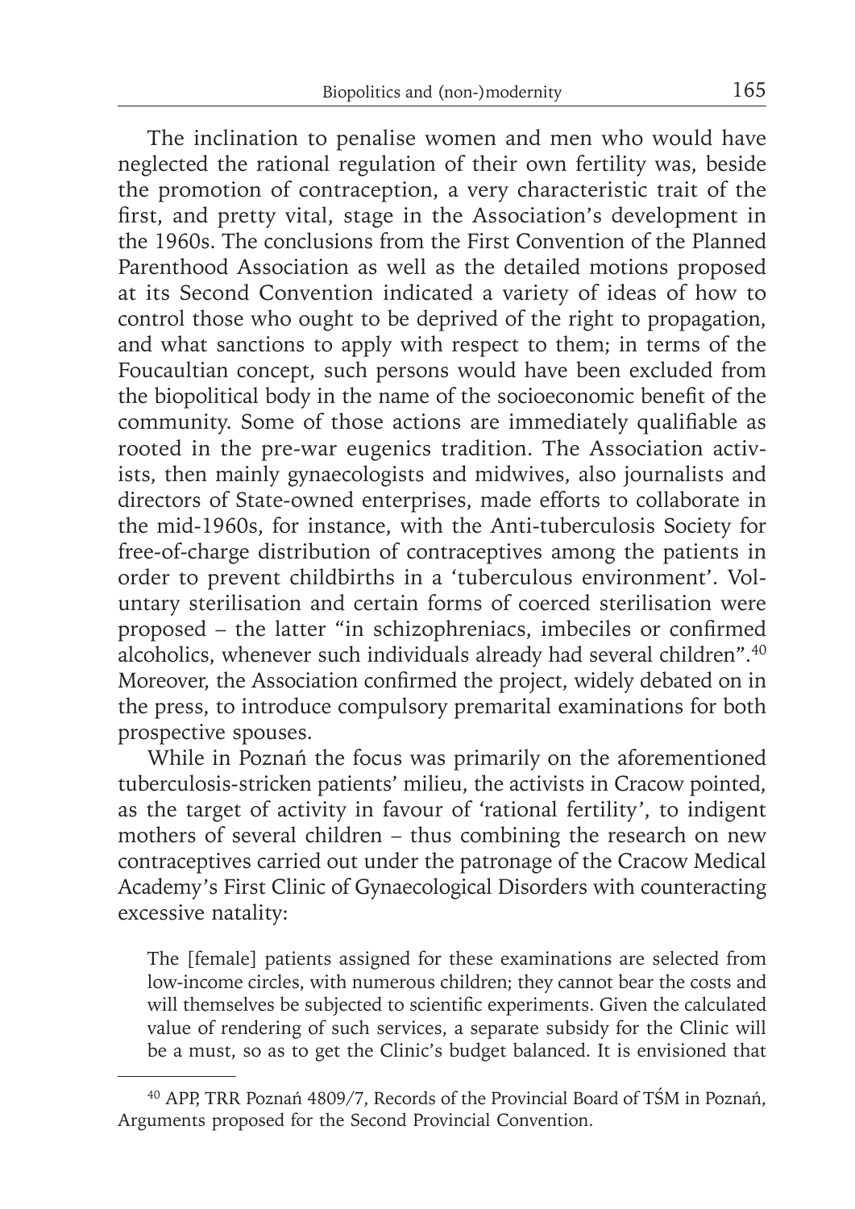The inclination to penalise women and men who would have neglected the rational regulation of their own fertility was, beside the promotion of contraception, a very characteristic trait of the first, and pretty vital, stage in the Association's development in the 1960s. The conclusions from the First Convention of the Planned Parenthood Association as well as the detailed motions proposed at its Second Convention indicated a variety of ideas of how to control those who ought to be deprived of the right to propagation, and what sanctions to apply with respect to them; in terms of the Foucaultian concept, such persons would have been excluded from the biopolitical body in the name of the socioeconomic benefit of the community. Some of those actions are immediately qualifiable as rooted in the pre-war eugenics tradition. The Association activists, then mainly gynaecologists and midwives, also journalists and directors of State-owned enterprises, made efforts to collaborate in the mid-1960s, for instance, with the Anti-tuberculosis Society for free-of-charge distribution of contraceptives among the patients in order to prevent childbirths in a 'tuberculous environment'. Voluntary sterilisation and certain forms of coerced sterilisation were proposed – the latter "in schizophreniacs, imbeciles or confirmed alcoholics, whenever such individuals already had several children".[40] Moreover, the Association confirmed the project, widely debated on in the press, to introduce compulsory premarital examinations for both prospective spouses.

While in Poznań the focus was primarily on the aforementioned tuberculosis-stricken patients' milieu, the activists in Cracow pointed, as the target of activity in favour of 'rational fertility', to indigent mothers of several children – thus combining the research on new contraceptives carried out under the patronage of the Cracow Medical Academy's First Clinic of Gynaecological Disorders with counteracting excessive natality:

> The [female] patients assigned for these examinations are selected from low-income circles, with numerous children; they cannot bear the costs and will themselves be subjected to scientific experiments. Given the calculated value of rendering of such services, a separate subsidy for the Clinic will be a must, so as to get the Clinic's budget balanced. It is envisioned that

---

[40] APP, TRR Poznań 4809/7, Records of the Provincial Board of TŚM in Poznań, Arguments proposed for the Second Provincial Convention.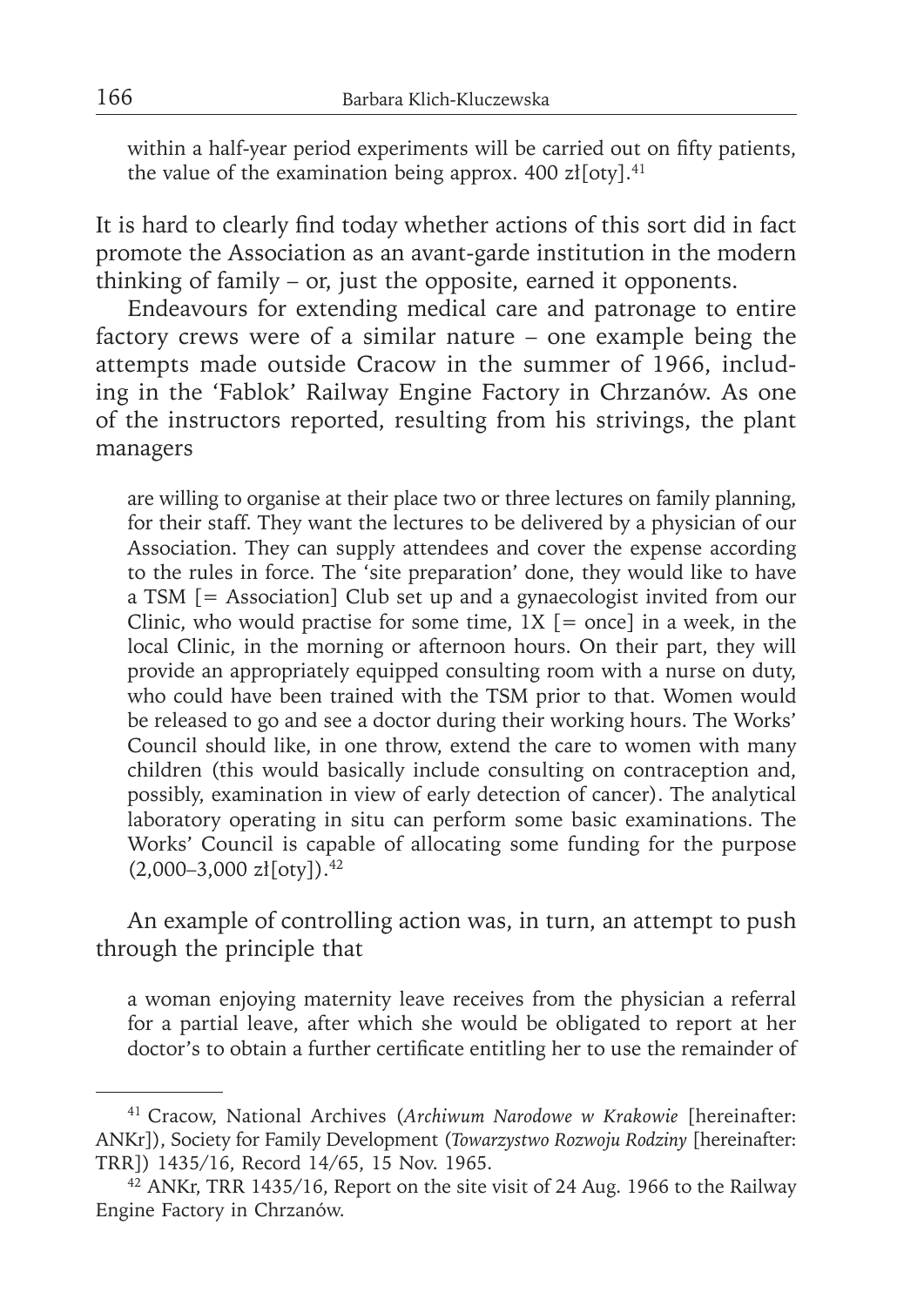within a half-year period experiments will be carried out on fifty patients, the value of the examination being approx. 400 zł[oty].[41]

It is hard to clearly find today whether actions of this sort did in fact promote the Association as an avant-garde institution in the modern thinking of family – or, just the opposite, earned it opponents.

Endeavours for extending medical care and patronage to entire factory crews were of a similar nature – one example being the attempts made outside Cracow in the summer of 1966, including in the 'Fablok' Railway Engine Factory in Chrzanów. As one of the instructors reported, resulting from his strivings, the plant managers

> are willing to organise at their place two or three lectures on family planning, for their staff. They want the lectures to be delivered by a physician of our Association. They can supply attendees and cover the expense according to the rules in force. The 'site preparation' done, they would like to have a TSM [= Association] Club set up and a gynaecologist invited from our Clinic, who would practise for some time, 1X [= once] in a week, in the local Clinic, in the morning or afternoon hours. On their part, they will provide an appropriately equipped consulting room with a nurse on duty, who could have been trained with the TSM prior to that. Women would be released to go and see a doctor during their working hours. The Works' Council should like, in one throw, extend the care to women with many children (this would basically include consulting on contraception and, possibly, examination in view of early detection of cancer). The analytical laboratory operating in situ can perform some basic examinations. The Works' Council is capable of allocating some funding for the purpose (2,000–3,000 zł[oty]).[42]

An example of controlling action was, in turn, an attempt to push through the principle that

> a woman enjoying maternity leave receives from the physician a referral for a partial leave, after which she would be obligated to report at her doctor's to obtain a further certificate entitling her to use the remainder of

---

[41] Cracow, National Archives (*Archiwum Narodowe w Krakowie* [hereinafter: ANKr]), Society for Family Development (*Towarzystwo Rozwoju Rodziny* [hereinafter: TRR]) 1435/16, Record 14/65, 15 Nov. 1965.

[42] ANKr, TRR 1435/16, Report on the site visit of 24 Aug. 1966 to the Railway Engine Factory in Chrzanów.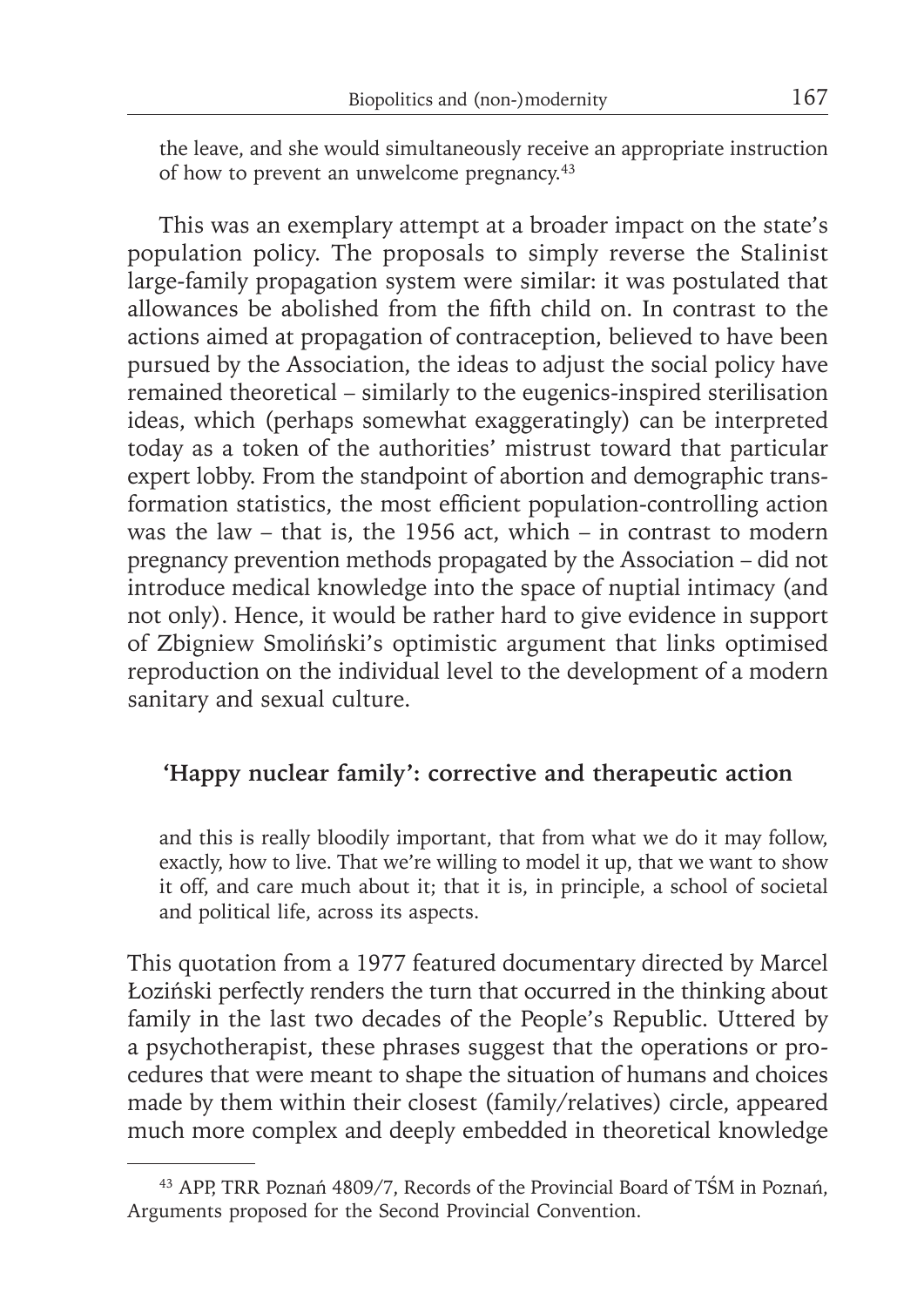> the leave, and she would simultaneously receive an appropriate instruction of how to prevent an unwelcome pregnancy.[43]

This was an exemplary attempt at a broader impact on the state's population policy. The proposals to simply reverse the Stalinist large-family propagation system were similar: it was postulated that allowances be abolished from the fifth child on. In contrast to the actions aimed at propagation of contraception, believed to have been pursued by the Association, the ideas to adjust the social policy have remained theoretical – similarly to the eugenics-inspired sterilisation ideas, which (perhaps somewhat exaggeratingly) can be interpreted today as a token of the authorities' mistrust toward that particular expert lobby. From the standpoint of abortion and demographic transformation statistics, the most efficient population-controlling action was the law – that is, the 1956 act, which – in contrast to modern pregnancy prevention methods propagated by the Association – did not introduce medical knowledge into the space of nuptial intimacy (and not only). Hence, it would be rather hard to give evidence in support of Zbigniew Smoliński's optimistic argument that links optimised reproduction on the individual level to the development of a modern sanitary and sexual culture.

## 'Happy nuclear family': corrective and therapeutic action

> and this is really bloodily important, that from what we do it may follow, exactly, how to live. That we're willing to model it up, that we want to show it off, and care much about it; that it is, in principle, a school of societal and political life, across its aspects.

This quotation from a 1977 featured documentary directed by Marcel Łoziński perfectly renders the turn that occurred in the thinking about family in the last two decades of the People's Republic. Uttered by a psychotherapist, these phrases suggest that the operations or procedures that were meant to shape the situation of humans and choices made by them within their closest (family/relatives) circle, appeared much more complex and deeply embedded in theoretical knowledge

[43] APP, TRR Poznań 4809/7, Records of the Provincial Board of TŚM in Poznań, Arguments proposed for the Second Provincial Convention.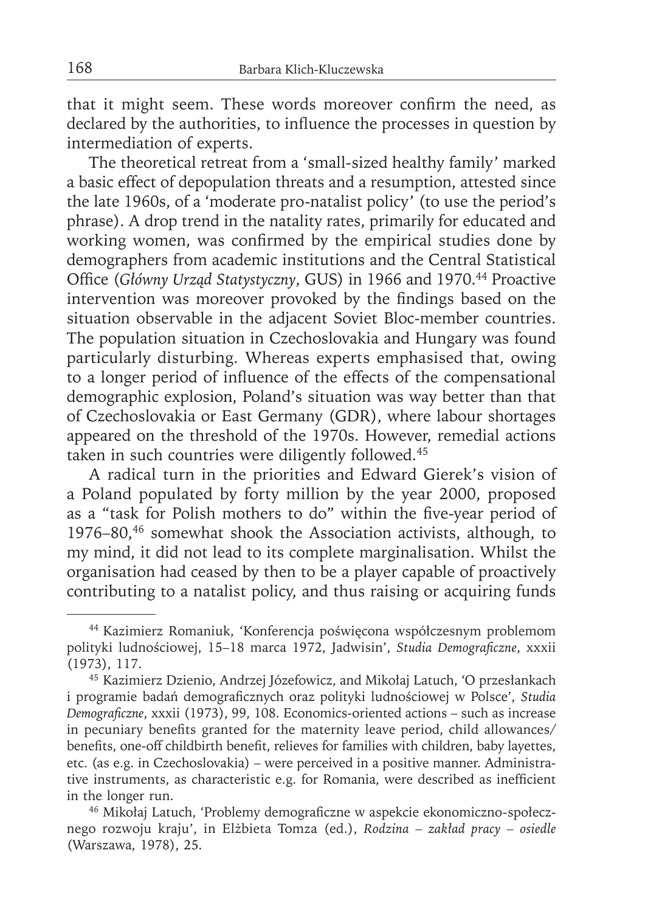that it might seem. These words moreover confirm the need, as declared by the authorities, to influence the processes in question by intermediation of experts.

The theoretical retreat from a 'small-sized healthy family' marked a basic effect of depopulation threats and a resumption, attested since the late 1960s, of a 'moderate pro-natalist policy' (to use the period's phrase). A drop trend in the natality rates, primarily for educated and working women, was confirmed by the empirical studies done by demographers from academic institutions and the Central Statistical Office (*Główny Urząd Statystyczny*, GUS) in 1966 and 1970.[44] Proactive intervention was moreover provoked by the findings based on the situation observable in the adjacent Soviet Bloc-member countries. The population situation in Czechoslovakia and Hungary was found particularly disturbing. Whereas experts emphasised that, owing to a longer period of influence of the effects of the compensational demographic explosion, Poland's situation was way better than that of Czechoslovakia or East Germany (GDR), where labour shortages appeared on the threshold of the 1970s. However, remedial actions taken in such countries were diligently followed.[45]

A radical turn in the priorities and Edward Gierek's vision of a Poland populated by forty million by the year 2000, proposed as a "task for Polish mothers to do" within the five-year period of 1976–80,[46] somewhat shook the Association activists, although, to my mind, it did not lead to its complete marginalisation. Whilst the organisation had ceased by then to be a player capable of proactively contributing to a natalist policy, and thus raising or acquiring funds

---

[44] Kazimierz Romaniuk, 'Konferencja poświęcona współczesnym problemom polityki ludnościowej, 15–18 marca 1972, Jadwisin', *Studia Demograficzne*, xxxii (1973), 117.

[45] Kazimierz Dzienio, Andrzej Józefowicz, and Mikołaj Latuch, 'O przesłankach i programie badań demograficznych oraz polityki ludnościowej w Polsce', *Studia Demograficzne*, xxxii (1973), 99, 108. Economics-oriented actions – such as increase in pecuniary benefits granted for the maternity leave period, child allowances/ benefits, one-off childbirth benefit, relieves for families with children, baby layettes, etc. (as e.g. in Czechoslovakia) – were perceived in a positive manner. Administrative instruments, as characteristic e.g. for Romania, were described as inefficient in the longer run.

[46] Mikołaj Latuch, 'Problemy demograficzne w aspekcie ekonomiczno-społecznego rozwoju kraju', in Elżbieta Tomza (ed.), *Rodzina – zakład pracy – osiedle* (Warszawa, 1978), 25.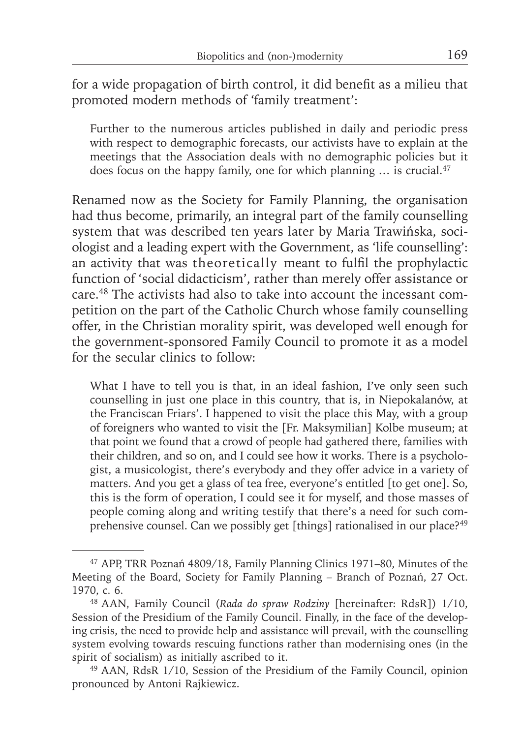for a wide propagation of birth control, it did benefit as a milieu that promoted modern methods of 'family treatment':

> Further to the numerous articles published in daily and periodic press with respect to demographic forecasts, our activists have to explain at the meetings that the Association deals with no demographic policies but it does focus on the happy family, one for which planning … is crucial.[47]

Renamed now as the Society for Family Planning, the organisation had thus become, primarily, an integral part of the family counselling system that was described ten years later by Maria Trawińska, sociologist and a leading expert with the Government, as 'life counselling': an activity that was theoretically meant to fulfil the prophylactic function of 'social didacticism', rather than merely offer assistance or care.[48] The activists had also to take into account the incessant competition on the part of the Catholic Church whose family counselling offer, in the Christian morality spirit, was developed well enough for the government-sponsored Family Council to promote it as a model for the secular clinics to follow:

> What I have to tell you is that, in an ideal fashion, I've only seen such counselling in just one place in this country, that is, in Niepokalanów, at the Franciscan Friars'. I happened to visit the place this May, with a group of foreigners who wanted to visit the [Fr. Maksymilian] Kolbe museum; at that point we found that a crowd of people had gathered there, families with their children, and so on, and I could see how it works. There is a psychologist, a musicologist, there's everybody and they offer advice in a variety of matters. And you get a glass of tea free, everyone's entitled [to get one]. So, this is the form of operation, I could see it for myself, and those masses of people coming along and writing testify that there's a need for such comprehensive counsel. Can we possibly get [things] rationalised in our place?[49]

---

[47] APP, TRR Poznań 4809/18, Family Planning Clinics 1971–80, Minutes of the Meeting of the Board, Society for Family Planning – Branch of Poznań, 27 Oct. 1970, c. 6.

[48] AAN, Family Council (*Rada do spraw Rodziny* [hereinafter: RdsR]) 1/10, Session of the Presidium of the Family Council. Finally, in the face of the developing crisis, the need to provide help and assistance will prevail, with the counselling system evolving towards rescuing functions rather than modernising ones (in the spirit of socialism) as initially ascribed to it.

[49] AAN, RdsR 1/10, Session of the Presidium of the Family Council, opinion pronounced by Antoni Rajkiewicz.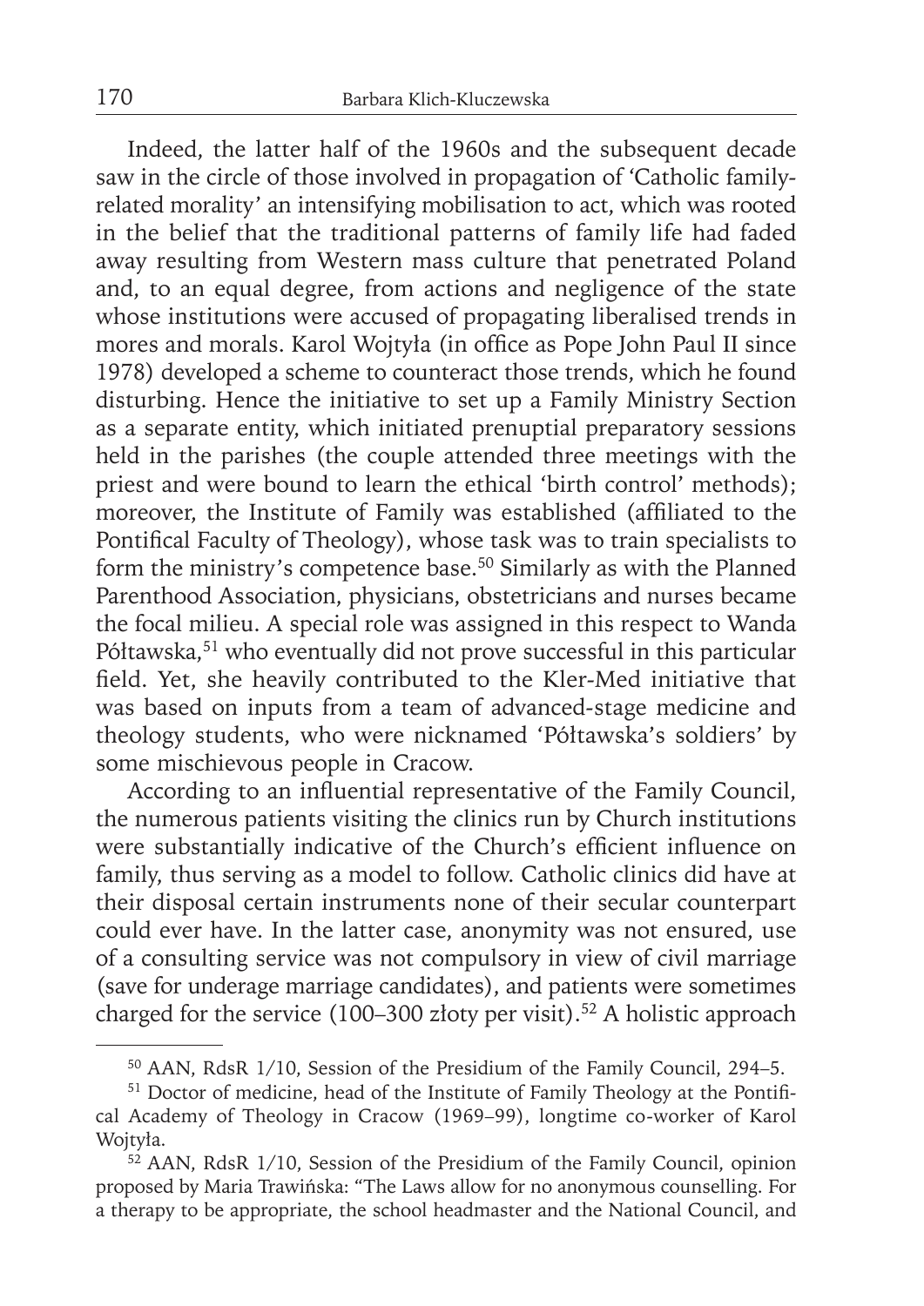Indeed, the latter half of the 1960s and the subsequent decade saw in the circle of those involved in propagation of 'Catholic family-related morality' an intensifying mobilisation to act, which was rooted in the belief that the traditional patterns of family life had faded away resulting from Western mass culture that penetrated Poland and, to an equal degree, from actions and negligence of the state whose institutions were accused of propagating liberalised trends in mores and morals. Karol Wojtyła (in office as Pope John Paul II since 1978) developed a scheme to counteract those trends, which he found disturbing. Hence the initiative to set up a Family Ministry Section as a separate entity, which initiated prenuptial preparatory sessions held in the parishes (the couple attended three meetings with the priest and were bound to learn the ethical 'birth control' methods); moreover, the Institute of Family was established (affiliated to the Pontifical Faculty of Theology), whose task was to train specialists to form the ministry's competence base.[50] Similarly as with the Planned Parenthood Association, physicians, obstetricians and nurses became the focal milieu. A special role was assigned in this respect to Wanda Półtawska,[51] who eventually did not prove successful in this particular field. Yet, she heavily contributed to the Kler-Med initiative that was based on inputs from a team of advanced-stage medicine and theology students, who were nicknamed 'Półtawska's soldiers' by some mischievous people in Cracow.

According to an influential representative of the Family Council, the numerous patients visiting the clinics run by Church institutions were substantially indicative of the Church's efficient influence on family, thus serving as a model to follow. Catholic clinics did have at their disposal certain instruments none of their secular counterpart could ever have. In the latter case, anonymity was not ensured, use of a consulting service was not compulsory in view of civil marriage (save for underage marriage candidates), and patients were sometimes charged for the service (100–300 złoty per visit).[52] A holistic approach

---

[50] AAN, RdsR 1/10, Session of the Presidium of the Family Council, 294–5.

[51] Doctor of medicine, head of the Institute of Family Theology at the Pontifical Academy of Theology in Cracow (1969–99), longtime co-worker of Karol Wojtyła.

[52] AAN, RdsR 1/10, Session of the Presidium of the Family Council, opinion proposed by Maria Trawińska: "The Laws allow for no anonymous counselling. For a therapy to be appropriate, the school headmaster and the National Council, and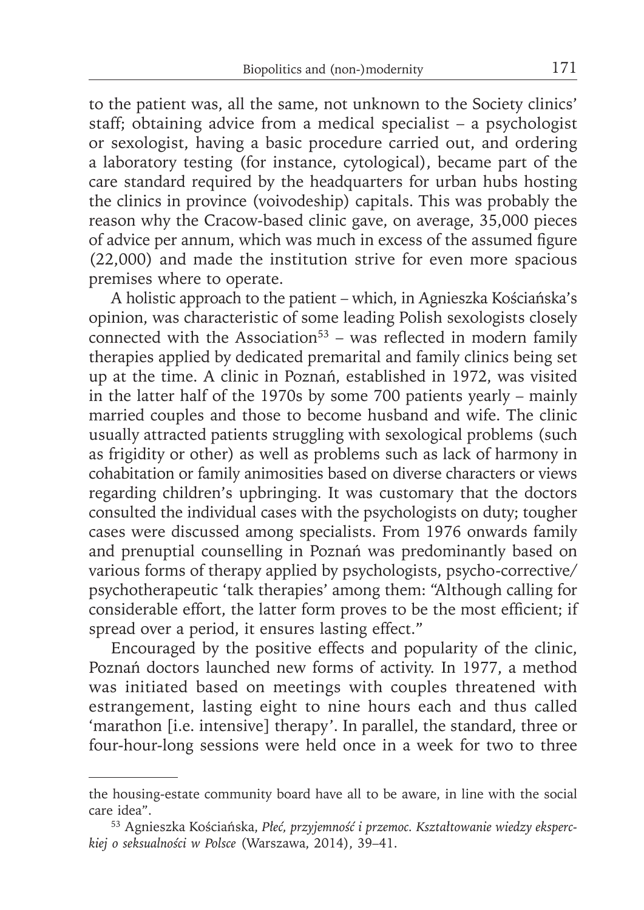to the patient was, all the same, not unknown to the Society clinics' staff; obtaining advice from a medical specialist – a psychologist or sexologist, having a basic procedure carried out, and ordering a laboratory testing (for instance, cytological), became part of the care standard required by the headquarters for urban hubs hosting the clinics in province (voivodeship) capitals. This was probably the reason why the Cracow-based clinic gave, on average, 35,000 pieces of advice per annum, which was much in excess of the assumed figure (22,000) and made the institution strive for even more spacious premises where to operate.

A holistic approach to the patient – which, in Agnieszka Kościańska's opinion, was characteristic of some leading Polish sexologists closely connected with the Association[53] – was reflected in modern family therapies applied by dedicated premarital and family clinics being set up at the time. A clinic in Poznań, established in 1972, was visited in the latter half of the 1970s by some 700 patients yearly – mainly married couples and those to become husband and wife. The clinic usually attracted patients struggling with sexological problems (such as frigidity or other) as well as problems such as lack of harmony in cohabitation or family animosities based on diverse characters or views regarding children's upbringing. It was customary that the doctors consulted the individual cases with the psychologists on duty; tougher cases were discussed among specialists. From 1976 onwards family and prenuptial counselling in Poznań was predominantly based on various forms of therapy applied by psychologists, psycho-corrective/ psychotherapeutic 'talk therapies' among them: "Although calling for considerable effort, the latter form proves to be the most efficient; if spread over a period, it ensures lasting effect."

Encouraged by the positive effects and popularity of the clinic, Poznań doctors launched new forms of activity. In 1977, a method was initiated based on meetings with couples threatened with estrangement, lasting eight to nine hours each and thus called 'marathon [i.e. intensive] therapy'. In parallel, the standard, three or four-hour-long sessions were held once in a week for two to three

---

the housing-estate community board have all to be aware, in line with the social care idea".

[53] Agnieszka Kościańska, *Płeć, przyjemność i przemoc. Kształtowanie wiedzy eksperckiej o seksualności w Polsce* (Warszawa, 2014), 39–41.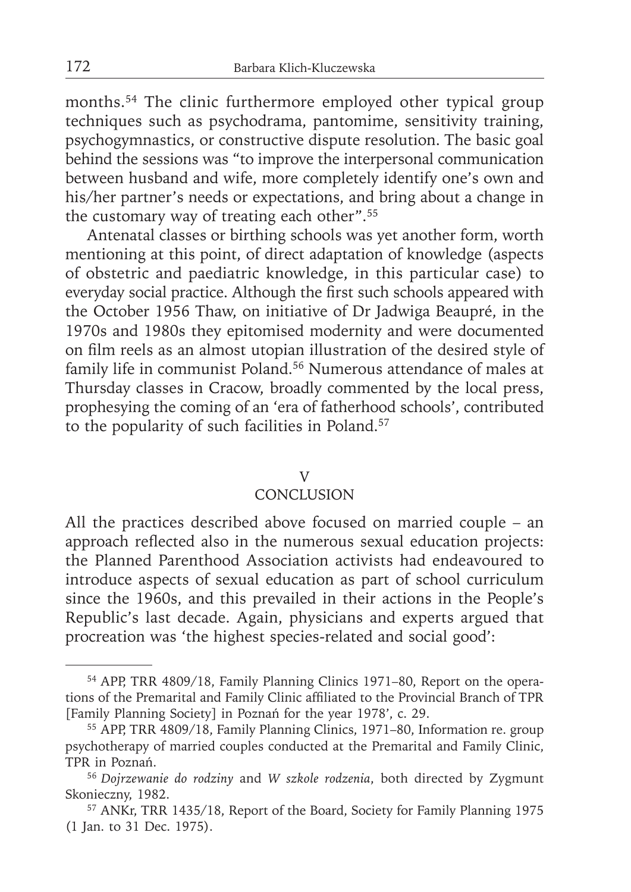months.[54] The clinic furthermore employed other typical group techniques such as psychodrama, pantomime, sensitivity training, psychogymnastics, or constructive dispute resolution. The basic goal behind the sessions was "to improve the interpersonal communication between husband and wife, more completely identify one's own and his/her partner's needs or expectations, and bring about a change in the customary way of treating each other".[55]

Antenatal classes or birthing schools was yet another form, worth mentioning at this point, of direct adaptation of knowledge (aspects of obstetric and paediatric knowledge, in this particular case) to everyday social practice. Although the first such schools appeared with the October 1956 Thaw, on initiative of Dr Jadwiga Beaupré, in the 1970s and 1980s they epitomised modernity and were documented on film reels as an almost utopian illustration of the desired style of family life in communist Poland.[56] Numerous attendance of males at Thursday classes in Cracow, broadly commented by the local press, prophesying the coming of an 'era of fatherhood schools', contributed to the popularity of such facilities in Poland.[57]

## V
## CONCLUSION

All the practices described above focused on married couple – an approach reflected also in the numerous sexual education projects: the Planned Parenthood Association activists had endeavoured to introduce aspects of sexual education as part of school curriculum since the 1960s, and this prevailed in their actions in the People's Republic's last decade. Again, physicians and experts argued that procreation was 'the highest species-related and social good':

---

[54] APP, TRR 4809/18, Family Planning Clinics 1971–80, Report on the operations of the Premarital and Family Clinic affiliated to the Provincial Branch of TPR [Family Planning Society] in Poznań for the year 1978', c. 29.

[55] APP, TRR 4809/18, Family Planning Clinics, 1971–80, Information re. group psychotherapy of married couples conducted at the Premarital and Family Clinic, TPR in Poznań.

[56] *Dojrzewanie do rodziny* and *W szkole rodzenia*, both directed by Zygmunt Skonieczny, 1982.

[57] ANKr, TRR 1435/18, Report of the Board, Society for Family Planning 1975 (1 Jan. to 31 Dec. 1975).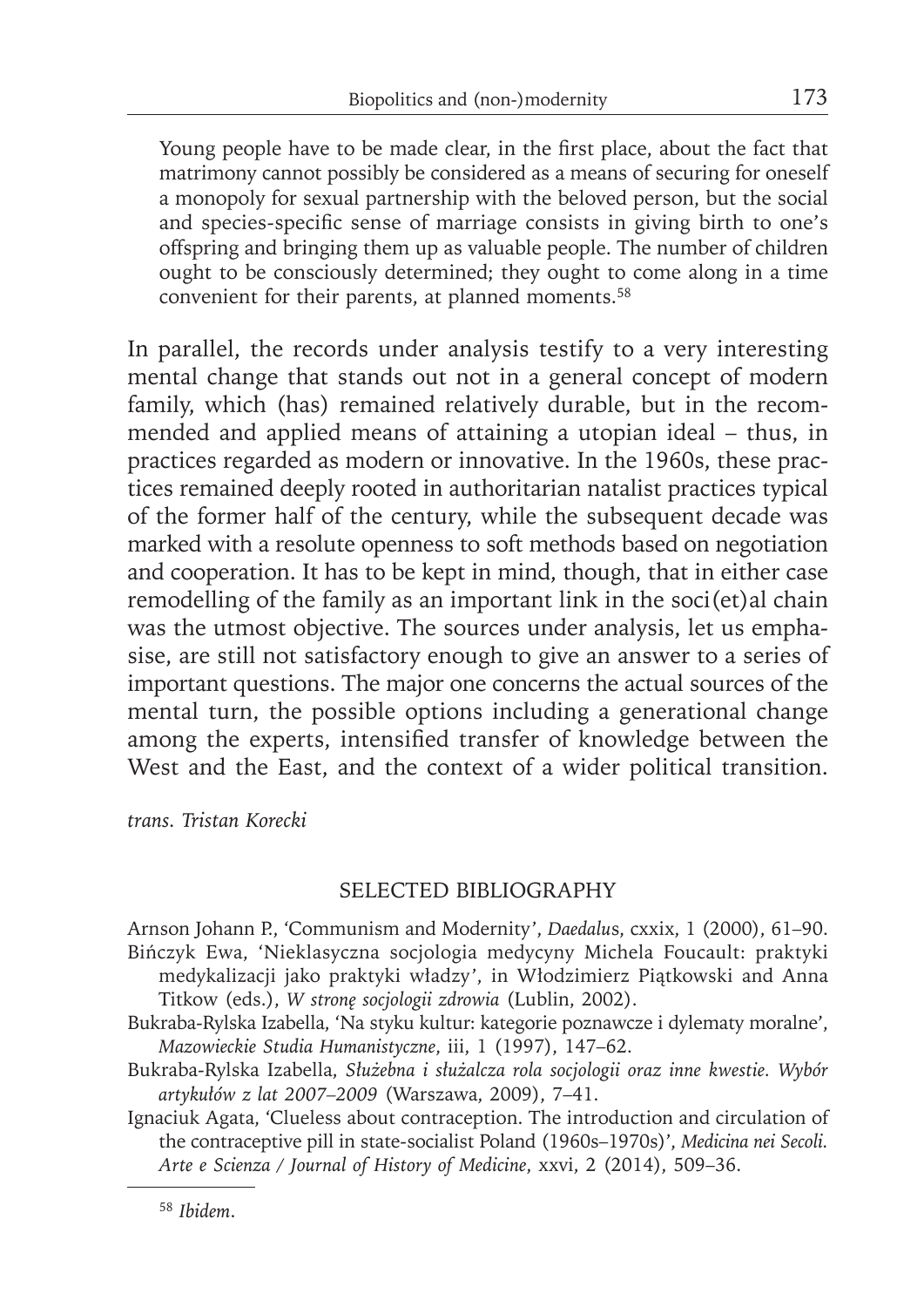> Young people have to be made clear, in the first place, about the fact that matrimony cannot possibly be considered as a means of securing for oneself a monopoly for sexual partnership with the beloved person, but the social and species-specific sense of marriage consists in giving birth to one's offspring and bringing them up as valuable people. The number of children ought to be consciously determined; they ought to come along in a time convenient for their parents, at planned moments.[58]

In parallel, the records under analysis testify to a very interesting mental change that stands out not in a general concept of modern family, which (has) remained relatively durable, but in the recommended and applied means of attaining a utopian ideal – thus, in practices regarded as modern or innovative. In the 1960s, these practices remained deeply rooted in authoritarian natalist practices typical of the former half of the century, while the subsequent decade was marked with a resolute openness to soft methods based on negotiation and cooperation. It has to be kept in mind, though, that in either case remodelling of the family as an important link in the soci(et)al chain was the utmost objective. The sources under analysis, let us emphasise, are still not satisfactory enough to give an answer to a series of important questions. The major one concerns the actual sources of the mental turn, the possible options including a generational change among the experts, intensified transfer of knowledge between the West and the East, and the context of a wider political transition.

*trans. Tristan Korecki*

## SELECTED BIBLIOGRAPHY

Arnson Johann P., 'Communism and Modernity', *Daedalus*, cxxix, 1 (2000), 61–90.

Bińczyk Ewa, 'Nieklasyczna socjologia medycyny Michela Foucault: praktyki medykalizacji jako praktyki władzy', in Włodzimierz Piątkowski and Anna Titkow (eds.), *W stronę socjologii zdrowia* (Lublin, 2002).

Bukraba-Rylska Izabella, 'Na styku kultur: kategorie poznawcze i dylematy moralne', *Mazowieckie Studia Humanistyczne*, iii, 1 (1997), 147–62.

Bukraba-Rylska Izabella, *Służebna i służalcza rola socjologii oraz inne kwestie. Wybór artykułów z lat 2007–2009* (Warszawa, 2009), 7–41.

Ignaciuk Agata, 'Clueless about contraception. The introduction and circulation of the contraceptive pill in state-socialist Poland (1960s–1970s)', *Medicina nei Secoli. Arte e Scienza / Journal of History of Medicine*, xxvi, 2 (2014), 509–36.

[58] *Ibidem*.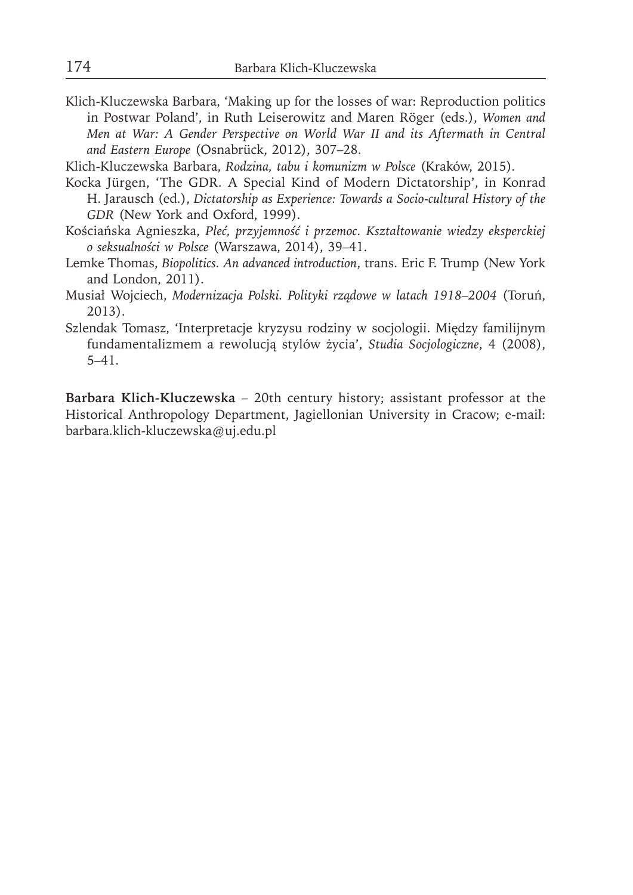Klich-Kluczewska Barbara, 'Making up for the losses of war: Reproduction politics in Postwar Poland', in Ruth Leiserowitz and Maren Röger (eds.), *Women and Men at War: A Gender Perspective on World War II and its Aftermath in Central and Eastern Europe* (Osnabrück, 2012), 307–28.

Klich-Kluczewska Barbara, *Rodzina, tabu i komunizm w Polsce* (Kraków, 2015).

Kocka Jürgen, 'The GDR. A Special Kind of Modern Dictatorship', in Konrad H. Jarausch (ed.), *Dictatorship as Experience: Towards a Socio-cultural History of the GDR* (New York and Oxford, 1999).

Kościańska Agnieszka, *Płeć, przyjemność i przemoc. Kształtowanie wiedzy eksperckiej o seksualności w Polsce* (Warszawa, 2014), 39–41.

Lemke Thomas, *Biopolitics. An advanced introduction*, trans. Eric F. Trump (New York and London, 2011).

Musiał Wojciech, *Modernizacja Polski. Polityki rządowe w latach 1918–2004* (Toruń, 2013).

Szlendak Tomasz, 'Interpretacje kryzysu rodziny w socjologii. Między familijnym fundamentalizmem a rewolucją stylów życia', *Studia Socjologiczne*, 4 (2008), 5–41.

**Barbara Klich-Kluczewska** – 20th century history; assistant professor at the Historical Anthropology Department, Jagiellonian University in Cracow; e-mail: barbara.klich-kluczewska@uj.edu.pl